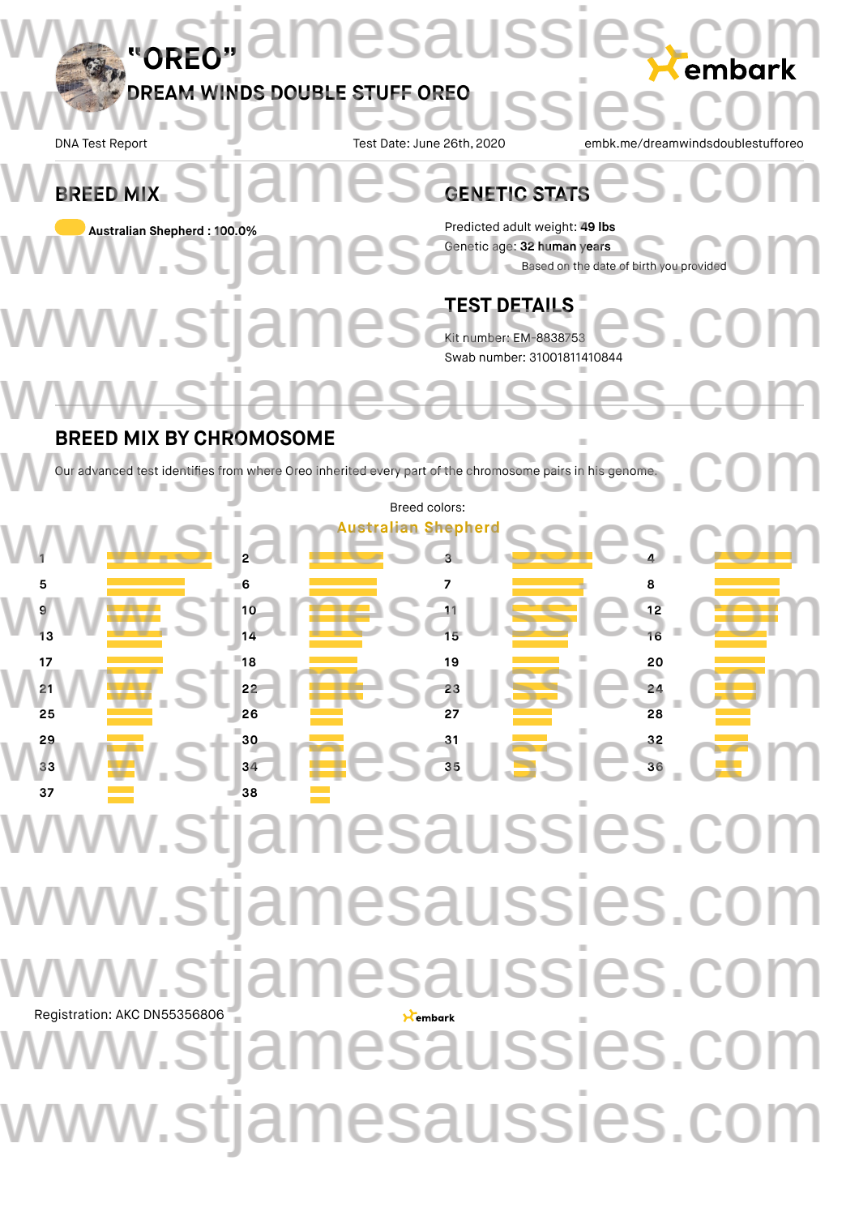# "OREO"

## DREAM WINDS DOUBLE STUFF OREO

embark

DNA Test Report

Test Date: June 26th, 2020

embk.me/dreamwindsdoublestufforeo

## BREED MIX

Australian Shepherd : 100.0%

## GENETIC STATS

Predicted adult weight: **49 lbs**

Genetic age: **32 human years**

Based on the date of birth you provided

## TEST DETAILS

Kit number: EM-8838753

Swab number: 31001811410844

## BREED MIX BY CHROMOSOME

Our advanced test identifies from where Oreo inherited every part of the chromosome pairs in his genome.

Breed colors:

Australian Shepherd

1 2 3 4
5 6 7 8
9 10 11 12
13 14 15 16
17 18 19 20
21 22 23 24
25 26 27 28
29 30 31 32
33 34 35 36
37 38

Registration: AKC DN55356806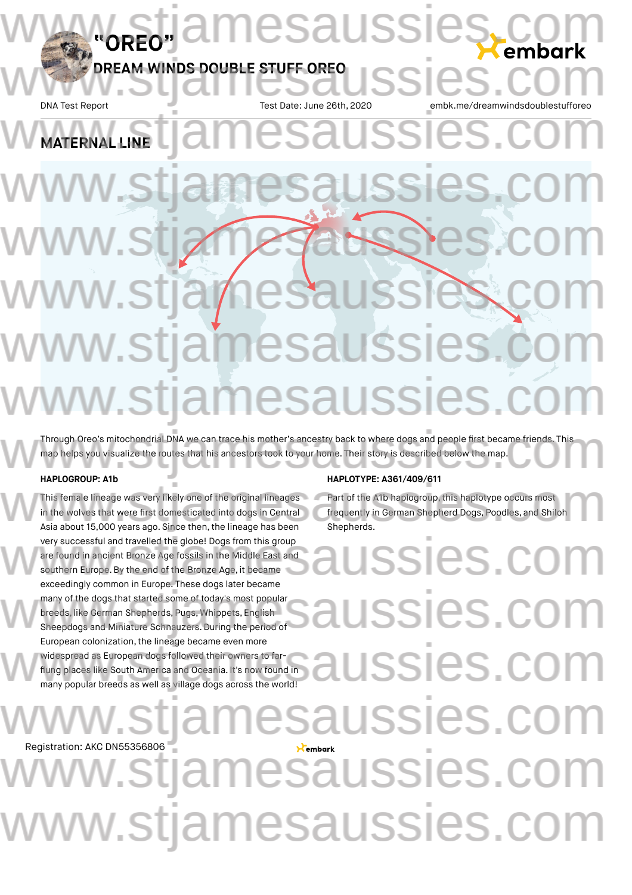# "OREO"

## DREAM WINDS DOUBLE STUFF OREO

DNA Test Report | Test Date: June 26th, 2020 | embk.me/dreamwindsdoublestufforeo

## MATERNAL LINE

Through Oreo's mitochondrial DNA we can trace his mother's ancestry back to where dogs and people first became friends. This map helps you visualize the routes that his ancestors took to your home. Their story is described below the map.

### HAPLOGROUP: A1b

This female lineage was very likely one of the original lineages in the wolves that were first domesticated into dogs in Central Asia about 15,000 years ago. Since then, the lineage has been very successful and travelled the globe! Dogs from this group are found in ancient Bronze Age fossils in the Middle East and southern Europe. By the end of the Bronze Age, it became exceedingly common in Europe. These dogs later became many of the dogs that started some of today's most popular breeds, like German Shepherds, Pugs, Whippets, English Sheepdogs and Miniature Schnauzers. During the period of European colonization, the lineage became even more widespread as European dogs followed their owners to far-flung places like South America and Oceania. It's now found in many popular breeds as well as village dogs across the world!

### HAPLOTYPE: A361/409/611

Part of the A1b haplogroup, this haplotype occurs most frequently in German Shepherd Dogs, Poodles, and Shiloh Shepherds.

Registration: AKC DN55356806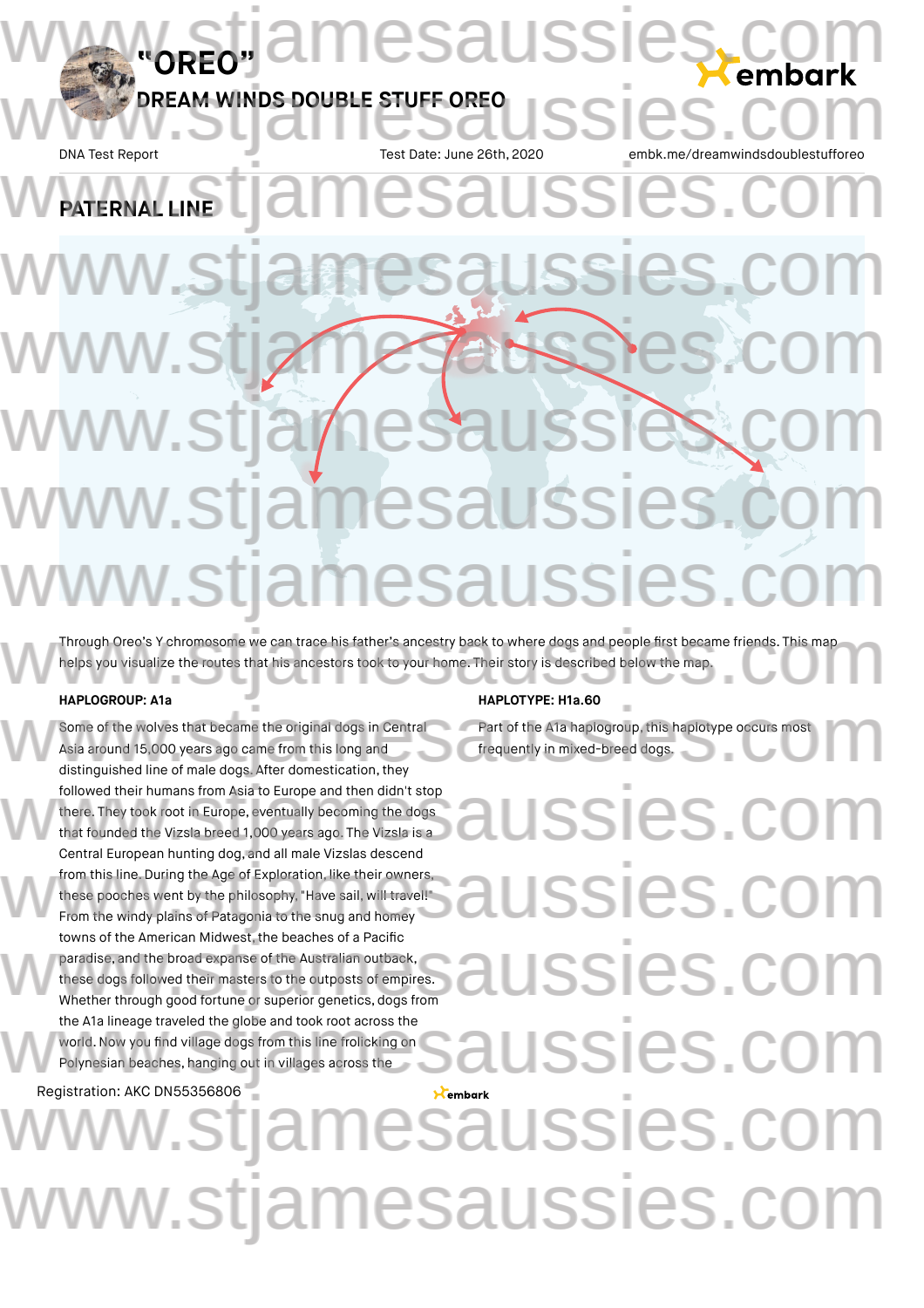# "OREO"

## DREAM WINDS DOUBLE STUFF OREO

DNA Test Report — Test Date: June 26th, 2020 — embk.me/dreamwindsdoublestufforeo

## PATERNAL LINE

Through Oreo's Y chromosome we can trace his father's ancestry back to where dogs and people first became friends. This map helps you visualize the routes that his ancestors took to your home. Their story is described below the map.

**HAPLOGROUP: A1a**

Some of the wolves that became the original dogs in Central Asia around 15,000 years ago came from this long and distinguished line of male dogs. After domestication, they followed their humans from Asia to Europe and then didn't stop there. They took root in Europe, eventually becoming the dogs that founded the Vizsla breed 1,000 years ago. The Vizsla is a Central European hunting dog, and all male Vizslas descend from this line. During the Age of Exploration, like their owners, these pooches went by the philosophy, "Have sail, will travel!" From the windy plains of Patagonia to the snug and homey towns of the American Midwest, the beaches of a Pacific paradise, and the broad expanse of the Australian outback, these dogs followed their masters to the outposts of empires. Whether through good fortune or superior genetics, dogs from the A1a lineage traveled the globe and took root across the world. Now you find village dogs from this line frolicking on Polynesian beaches, hanging out in villages across the

**HAPLOTYPE: H1a.60**

Part of the A1a haplogroup, this haplotype occurs most frequently in mixed-breed dogs.

Registration: AKC DN55356806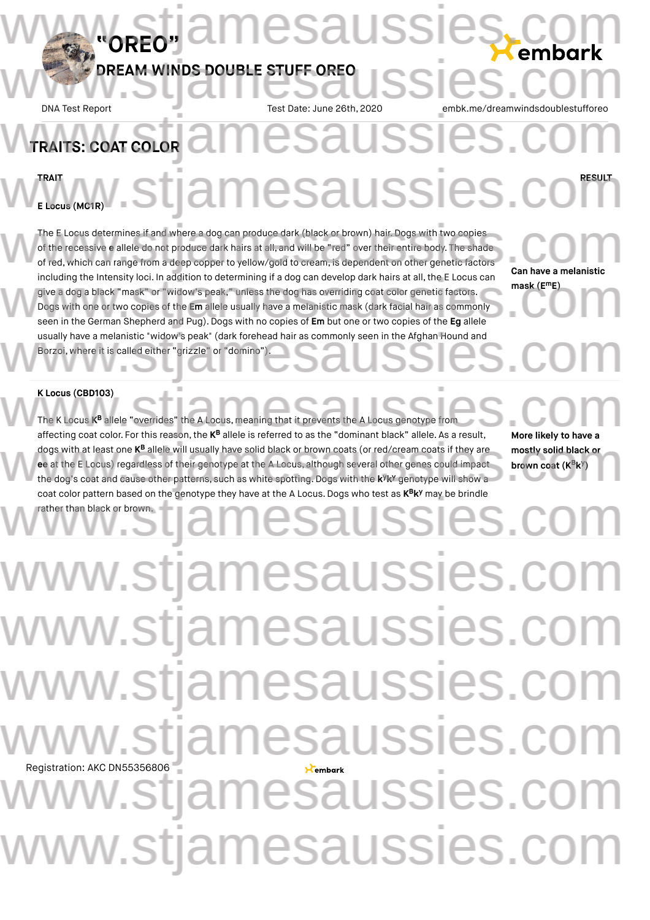# "OREO"

## DREAM WINDS DOUBLE STUFF OREO

DNA Test Report | Test Date: June 26th, 2020 | embk.me/dreamwindsdoublestufforeo

## TRAITS: COAT COLOR

| TRAIT | RESULT |
|---|---|
| **E Locus (MC1R)**<br><br>The E Locus determines if and where a dog can produce dark (black or brown) hair. Dogs with two copies of the recessive e allele do not produce dark hairs at all, and will be "red" over their entire body. The shade of red, which can range from a deep copper to yellow/gold to cream, is dependent on other genetic factors including the Intensity loci. In addition to determining if a dog can develop dark hairs at all, the E Locus can give a dog a black "mask" or "widow's peak," unless the dog has overriding coat color genetic factors. Dogs with one or two copies of the **Em** allele usually have a melanistic mask (dark facial hair as commonly seen in the German Shepherd and Pug). Dogs with no copies of **Em** but one or two copies of the **Eg** allele usually have a melanistic "widow's peak" (dark forehead hair as commonly seen in the Afghan Hound and Borzoi, where it is called either "grizzle" or "domino"). | **Can have a melanistic mask ($E^mE$)** |
| **K Locus (CBD103)**<br><br>The K Locus $K^B$ allele "overrides" the A Locus, meaning that it prevents the A Locus genotype from affecting coat color. For this reason, the $K^B$ allele is referred to as the "dominant black" allele. As a result, dogs with at least one $K^B$ allele will usually have solid black or brown coats (or red/cream coats if they are **ee** at the E Locus) regardless of their genotype at the A Locus, although several other genes could impact the dog's coat and cause other patterns, such as white spotting. Dogs with the $k^yk^y$ genotype will show a coat color pattern based on the genotype they have at the A Locus. Dogs who test as $K^Bk^y$ may be brindle rather than black or brown. | **More likely to have a mostly solid black or brown coat ($K^Bk^y$)** |

Registration: AKC DN55356806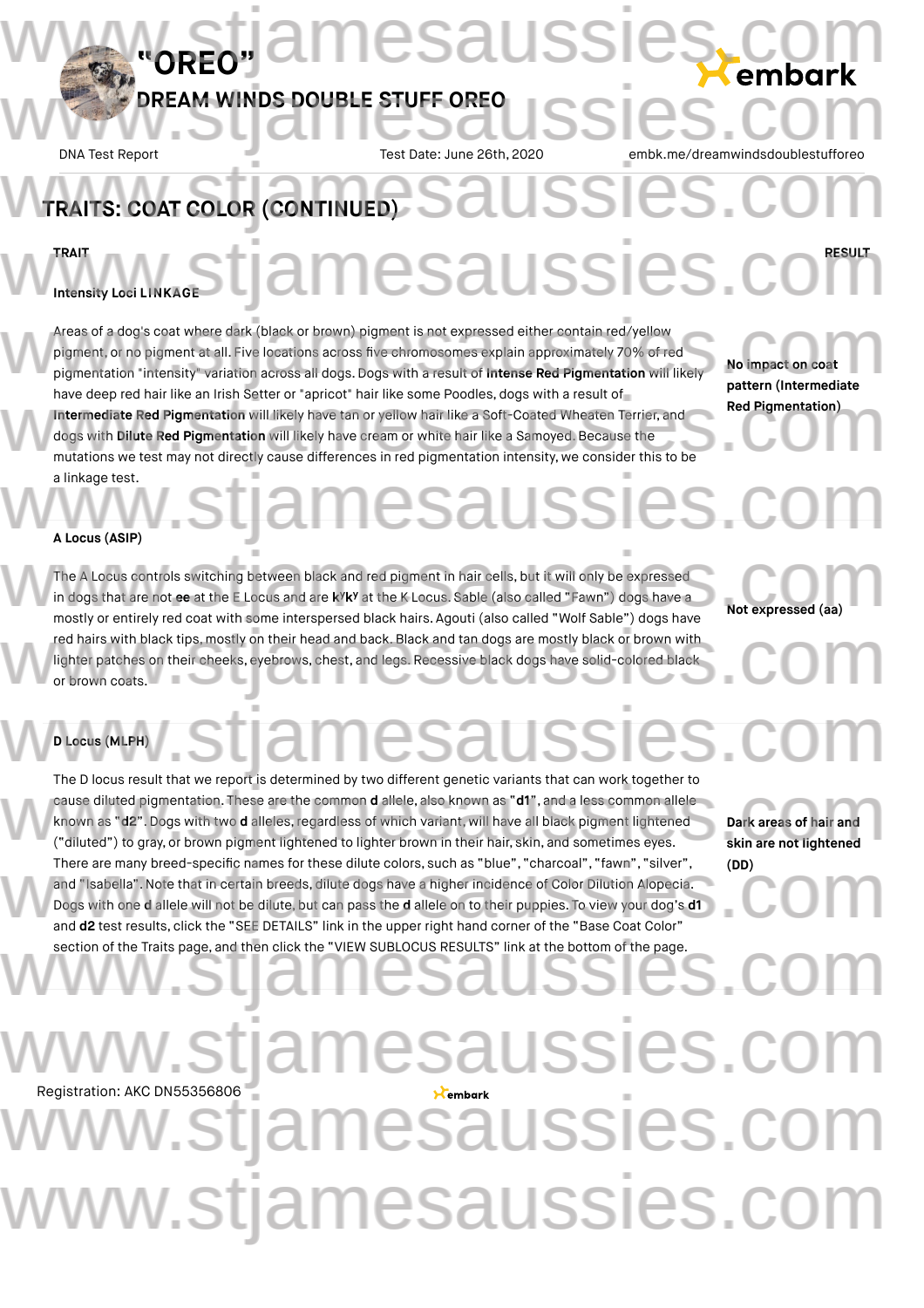## TRAITS: COAT COLOR (CONTINUED)

| TRAIT | RESULT |
|---|---|
| **Intensity Loci LINKAGE**<br><br>Areas of a dog's coat where dark (black or brown) pigment is not expressed either contain red/yellow pigment, or no pigment at all. Five locations across five chromosomes explain approximately 70% of red pigmentation "intensity" variation across all dogs. Dogs with a result of **Intense Red Pigmentation** will likely have deep red hair like an Irish Setter or "apricot" hair like some Poodles, dogs with a result of **Intermediate Red Pigmentation** will likely have tan or yellow hair like a Soft-Coated Wheaten Terrier, and dogs with **Dilute Red Pigmentation** will likely have cream or white hair like a Samoyed. Because the mutations we test may not directly cause differences in red pigmentation intensity, we consider this to be a linkage test. | **No impact on coat pattern (Intermediate Red Pigmentation)** |
| **A Locus (ASIP)**<br><br>The A Locus controls switching between black and red pigment in hair cells, but it will only be expressed in dogs that are not **ee** at the E Locus and are **$k^yk^y$** at the K Locus. Sable (also called "Fawn") dogs have a mostly or entirely red coat with some interspersed black hairs. Agouti (also called "Wolf Sable") dogs have red hairs with black tips, mostly on their head and back. Black and tan dogs are mostly black or brown with lighter patches on their cheeks, eyebrows, chest, and legs. Recessive black dogs have solid-colored black or brown coats. | **Not expressed (aa)** |
| **D Locus (MLPH)**<br><br>The D locus result that we report is determined by two different genetic variants that can work together to cause diluted pigmentation. These are the common **d** allele, also known as "**d1**", and a less common allele known as "**d2**". Dogs with two **d** alleles, regardless of which variant, will have all black pigment lightened ("diluted") to gray, or brown pigment lightened to lighter brown in their hair, skin, and sometimes eyes. There are many breed-specific names for these dilute colors, such as "blue", "charcoal", "fawn", "silver", and "Isabella". Note that in certain breeds, dilute dogs have a higher incidence of Color Dilution Alopecia. Dogs with one **d** allele will not be dilute, but can pass the **d** allele on to their puppies. To view your dog's **d1** and **d2** test results, click the "SEE DETAILS" link in the upper right hand corner of the "Base Coat Color" section of the Traits page, and then click the "VIEW SUBLOCUS RESULTS" link at the bottom of the page. | **Dark areas of hair and skin are not lightened (DD)** |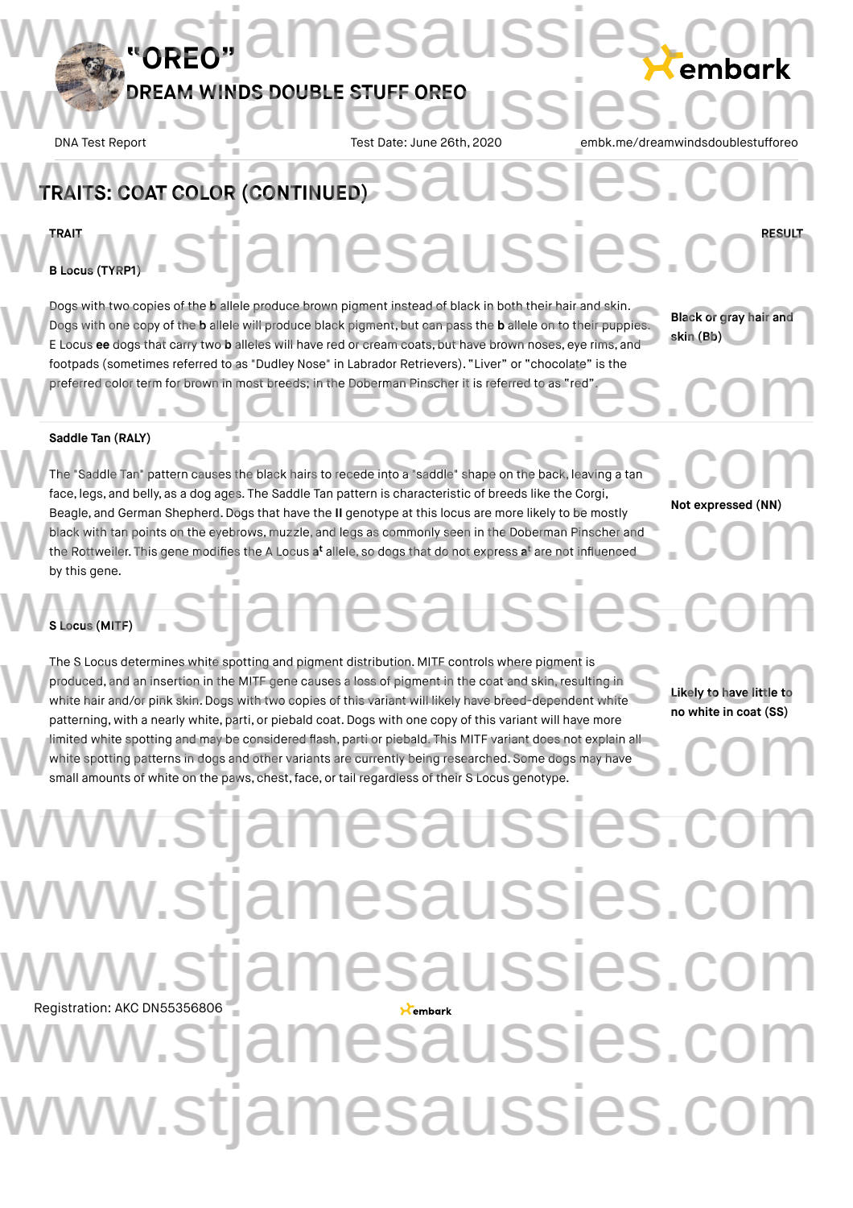## TRAITS: COAT COLOR (CONTINUED)

| TRAIT | RESULT |
|---|---|
| **B Locus (TYRP1)**<br>Dogs with two copies of the **b** allele produce brown pigment instead of black in both their hair and skin. Dogs with one copy of the **b** allele will produce black pigment, but can pass the **b** allele on to their puppies. E Locus **ee** dogs that carry two **b** alleles will have red or cream coats, but have brown noses, eye rims, and footpads (sometimes referred to as "Dudley Nose" in Labrador Retrievers). "Liver" or "chocolate" is the preferred color term for brown in most breeds; in the Doberman Pinscher it is referred to as "red". | **Black or gray hair and skin (Bb)** |
| **Saddle Tan (RALY)**<br>The "Saddle Tan" pattern causes the black hairs to recede into a "saddle" shape on the back, leaving a tan face, legs, and belly, as a dog ages. The Saddle Tan pattern is characteristic of breeds like the Corgi, Beagle, and German Shepherd. Dogs that have the **II** genotype at this locus are more likely to be mostly black with tan points on the eyebrows, muzzle, and legs as commonly seen in the Doberman Pinscher and the Rottweiler. This gene modifies the A Locus $a^t$ allele, so dogs that do not express $a^t$ are not influenced by this gene. | **Not expressed (NN)** |
| **S Locus (MITF)**<br>The S Locus determines white spotting and pigment distribution. MITF controls where pigment is produced, and an insertion in the MITF gene causes a loss of pigment in the coat and skin, resulting in white hair and/or pink skin. Dogs with two copies of this variant will likely have breed-dependent white patterning, with a nearly white, parti, or piebald coat. Dogs with one copy of this variant will have more limited white spotting and may be considered flash, parti or piebald. This MITF variant does not explain all white spotting patterns in dogs and other variants are currently being researched. Some dogs may have small amounts of white on the paws, chest, face, or tail regardless of their S Locus genotype. | **Likely to have little to no white in coat (SS)** |

Registration: AKC DN55356806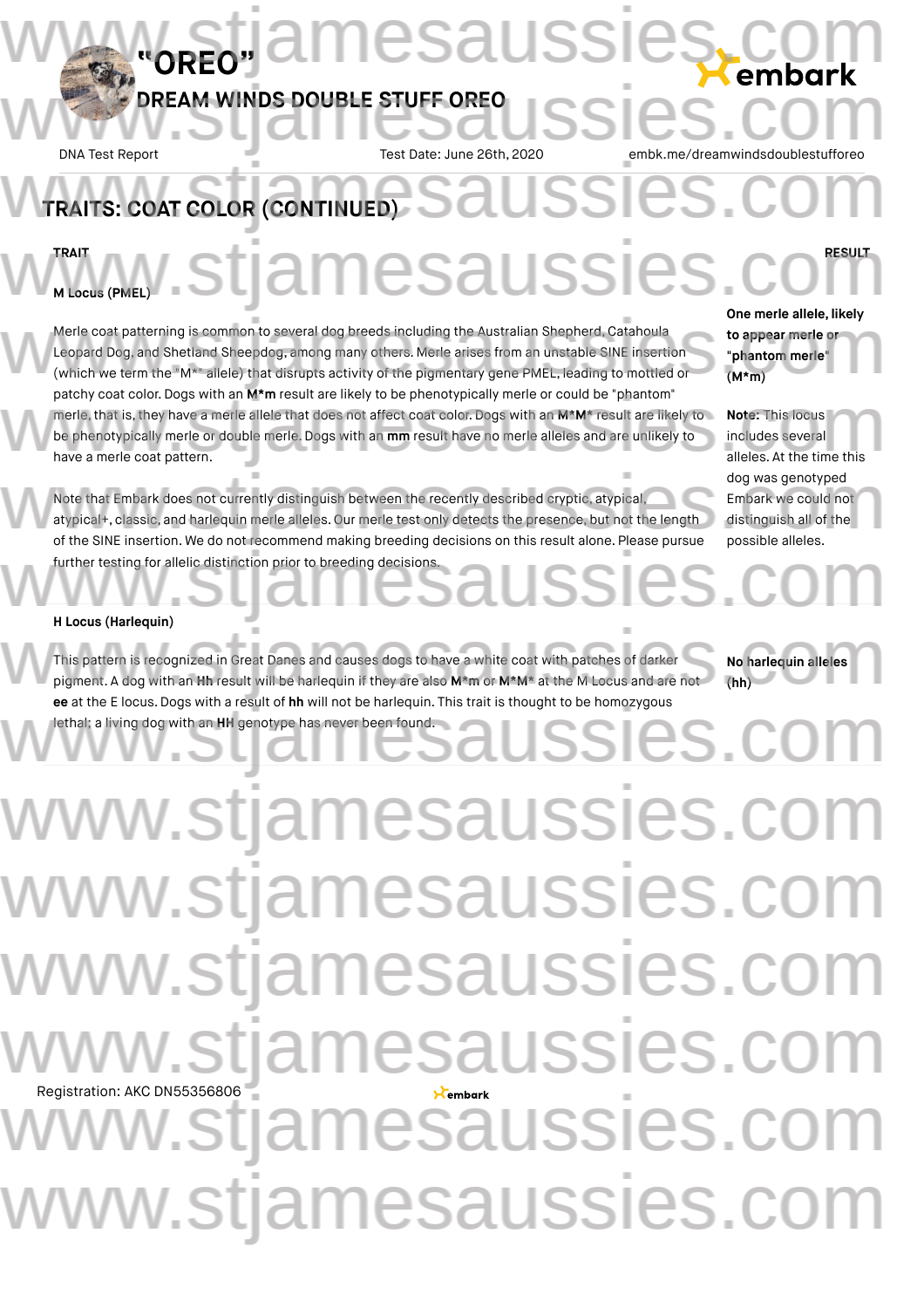# "OREO"

## DREAM WINDS DOUBLE STUFF OREO

DNA Test Report | Test Date: June 26th, 2020 | embk.me/dreamwindsdoublestufforeo

## TRAITS: COAT COLOR (CONTINUED)

| TRAIT | RESULT |
|---|---|
| **M Locus (PMEL)**<br><br>Merle coat patterning is common to several dog breeds including the Australian Shepherd, Catahoula Leopard Dog, and Shetland Sheepdog, among many others. Merle arises from an unstable SINE insertion (which we term the "M*" allele) that disrupts activity of the pigmentary gene PMEL, leading to mottled or patchy coat color. Dogs with an **M*m** result are likely to be phenotypically merle or could be "phantom" merle, that is, they have a merle allele that does not affect coat color. Dogs with an **M*M*** result are likely to be phenotypically merle or double merle. Dogs with an **mm** result have no merle alleles and are unlikely to have a merle coat pattern.<br><br>Note that Embark does not currently distinguish between the recently described cryptic, atypical, atypical+, classic, and harlequin merle alleles. Our merle test only detects the presence, but not the length of the SINE insertion. We do not recommend making breeding decisions on this result alone. Please pursue further testing for allelic distinction prior to breeding decisions. | **One merle allele, likely to appear merle or "phantom merle" (M*m)**<br><br>**Note:** This locus includes several alleles. At the time this dog was genotyped Embark we could not distinguish all of the possible alleles. |
| **H Locus (Harlequin)**<br><br>This pattern is recognized in Great Danes and causes dogs to have a white coat with patches of darker pigment. A dog with an **Hh** result will be harlequin if they are also **M*m** or **M*M*** at the M Locus and are not **ee** at the E locus. Dogs with a result of **hh** will not be harlequin. This trait is thought to be homozygous lethal; a living dog with an **HH** genotype has never been found. | **No harlequin alleles (hh)** |

Registration: AKC DN55356806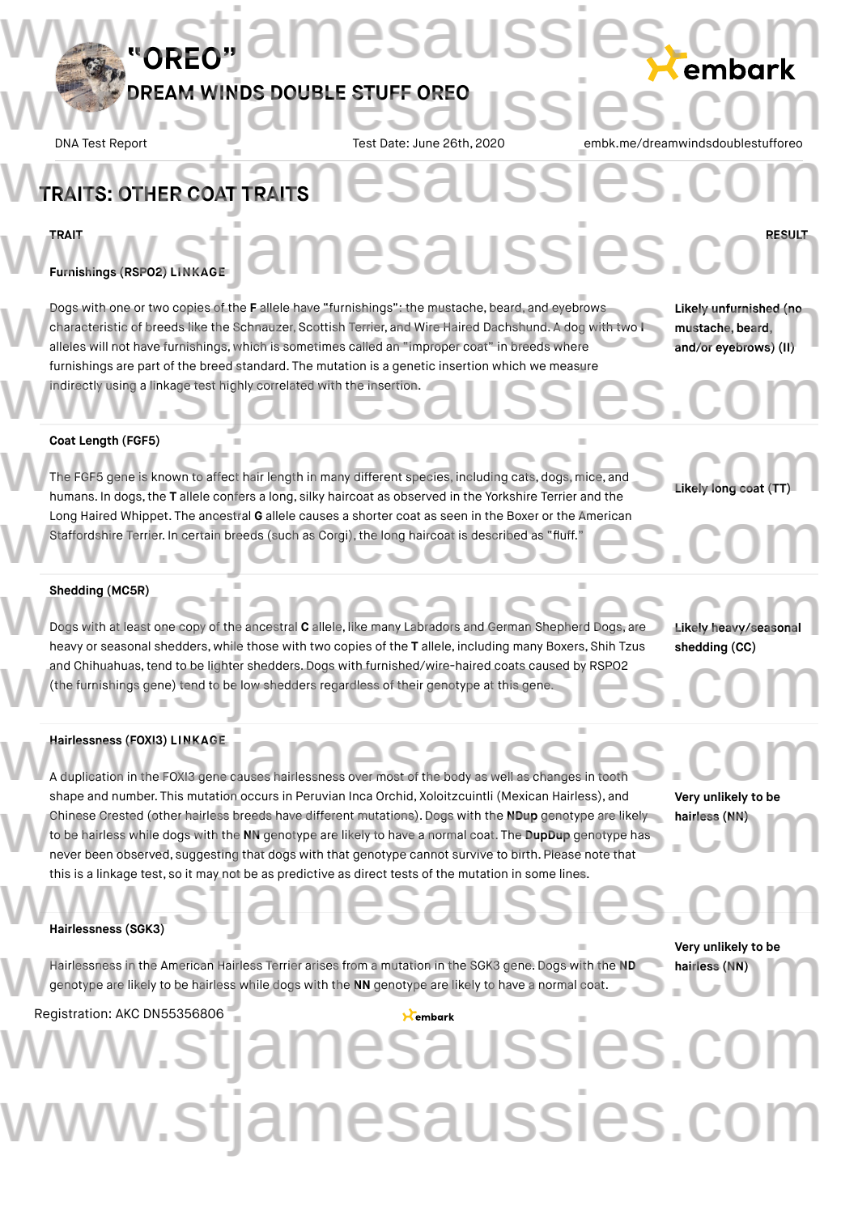# "OREO"

## DREAM WINDS DOUBLE STUFF OREO

DNA Test Report | Test Date: June 26th, 2020 | embk.me/dreamwindsdoublestufforeo

## TRAITS: OTHER COAT TRAITS

| TRAIT | RESULT |
|---|---|
| **Furnishings (RSPO2) LINKAGE**<br><br>Dogs with one or two copies of the **F** allele have "furnishings": the mustache, beard, and eyebrows characteristic of breeds like the Schnauzer, Scottish Terrier, and Wire Haired Dachshund. A dog with two **I** alleles will not have furnishings, which is sometimes called an "improper coat" in breeds where furnishings are part of the breed standard. The mutation is a genetic insertion which we measure indirectly using a linkage test highly correlated with the insertion. | **Likely unfurnished (no mustache, beard, and/or eyebrows) (II)** |
| **Coat Length (FGF5)**<br><br>The FGF5 gene is known to affect hair length in many different species, including cats, dogs, mice, and humans. In dogs, the **T** allele confers a long, silky haircoat as observed in the Yorkshire Terrier and the Long Haired Whippet. The ancestral **G** allele causes a shorter coat as seen in the Boxer or the American Staffordshire Terrier. In certain breeds (such as Corgi), the long haircoat is described as "fluff." | **Likely long coat (TT)** |
| **Shedding (MC5R)**<br><br>Dogs with at least one copy of the ancestral **C** allele, like many Labradors and German Shepherd Dogs, are heavy or seasonal shedders, while those with two copies of the **T** allele, including many Boxers, Shih Tzus and Chihuahuas, tend to be lighter shedders. Dogs with furnished/wire-haired coats caused by RSPO2 (the furnishings gene) tend to be low shedders regardless of their genotype at this gene. | **Likely heavy/seasonal shedding (CC)** |
| **Hairlessness (FOXI3) LINKAGE**<br><br>A duplication in the FOXI3 gene causes hairlessness over most of the body as well as changes in tooth shape and number. This mutation occurs in Peruvian Inca Orchid, Xoloitzcuintli (Mexican Hairless), and Chinese Crested (other hairless breeds have different mutations). Dogs with the **NDup** genotype are likely to be hairless while dogs with the **NN** genotype are likely to have a normal coat. The **DupDup** genotype has never been observed, suggesting that dogs with that genotype cannot survive to birth. Please note that this is a linkage test, so it may not be as predictive as direct tests of the mutation in some lines. | **Very unlikely to be hairless (NN)** |
| **Hairlessness (SGK3)**<br><br>Hairlessness in the American Hairless Terrier arises from a mutation in the SGK3 gene. Dogs with the **ND** genotype are likely to be hairless while dogs with the **NN** genotype are likely to have a normal coat. | **Very unlikely to be hairless (NN)** |

Registration: AKC DN55356806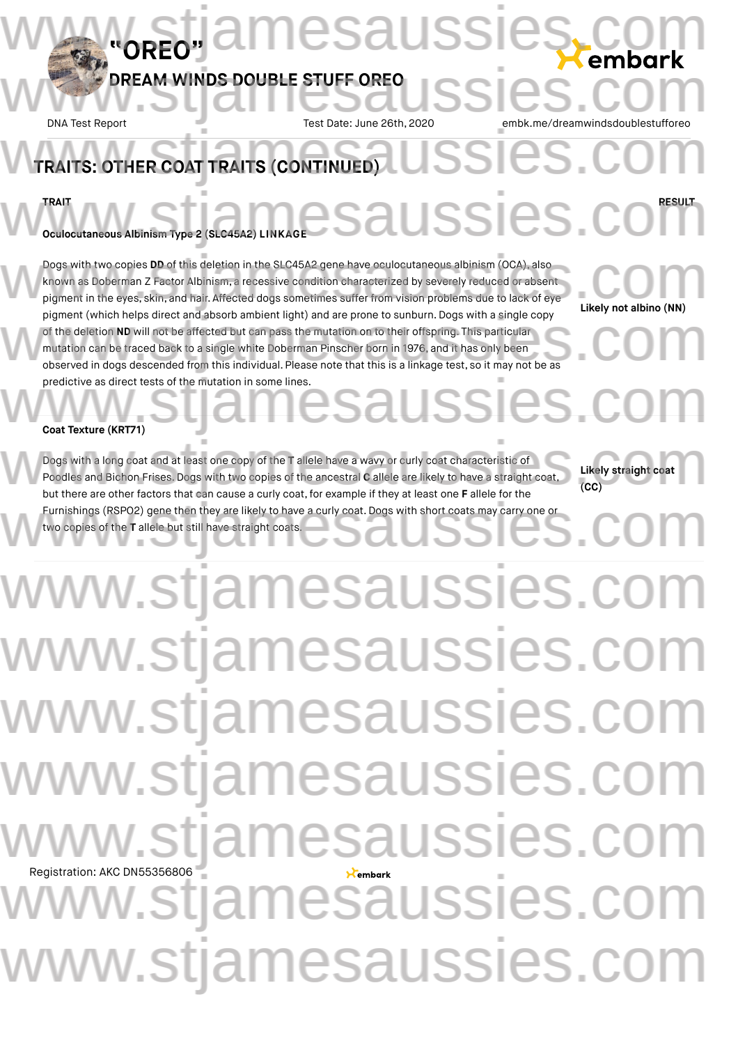## TRAITS: OTHER COAT TRAITS (CONTINUED)

| TRAIT | RESULT |
|---|---|
| **Oculocutaneous Albinism Type 2 (SLC45A2) LINKAGE**<br><br>Dogs with two copies **DD** of this deletion in the SLC45A2 gene have oculocutaneous albinism (OCA), also known as Doberman Z Factor Albinism, a recessive condition characterized by severely reduced or absent pigment in the eyes, skin, and hair. Affected dogs sometimes suffer from vision problems due to lack of eye pigment (which helps direct and absorb ambient light) and are prone to sunburn. Dogs with a single copy of the deletion **ND** will not be affected but can pass the mutation on to their offspring. This particular mutation can be traced back to a single white Doberman Pinscher born in 1976, and it has only been observed in dogs descended from this individual. Please note that this is a linkage test, so it may not be as predictive as direct tests of the mutation in some lines. | **Likely not albino (NN)** |
| **Coat Texture (KRT71)**<br><br>Dogs with a long coat and at least one copy of the T allele have a wavy or curly coat characteristic of Poodles and Bichon Frises. Dogs with two copies of the ancestral **C** allele are likely to have a straight coat, but there are other factors that can cause a curly coat, for example if they at least one **F** allele for the Furnishings (RSPO2) gene then they are likely to have a curly coat. Dogs with short coats may carry one or two copies of the **T** allele but still have straight coats. | **Likely straight coat (CC)** |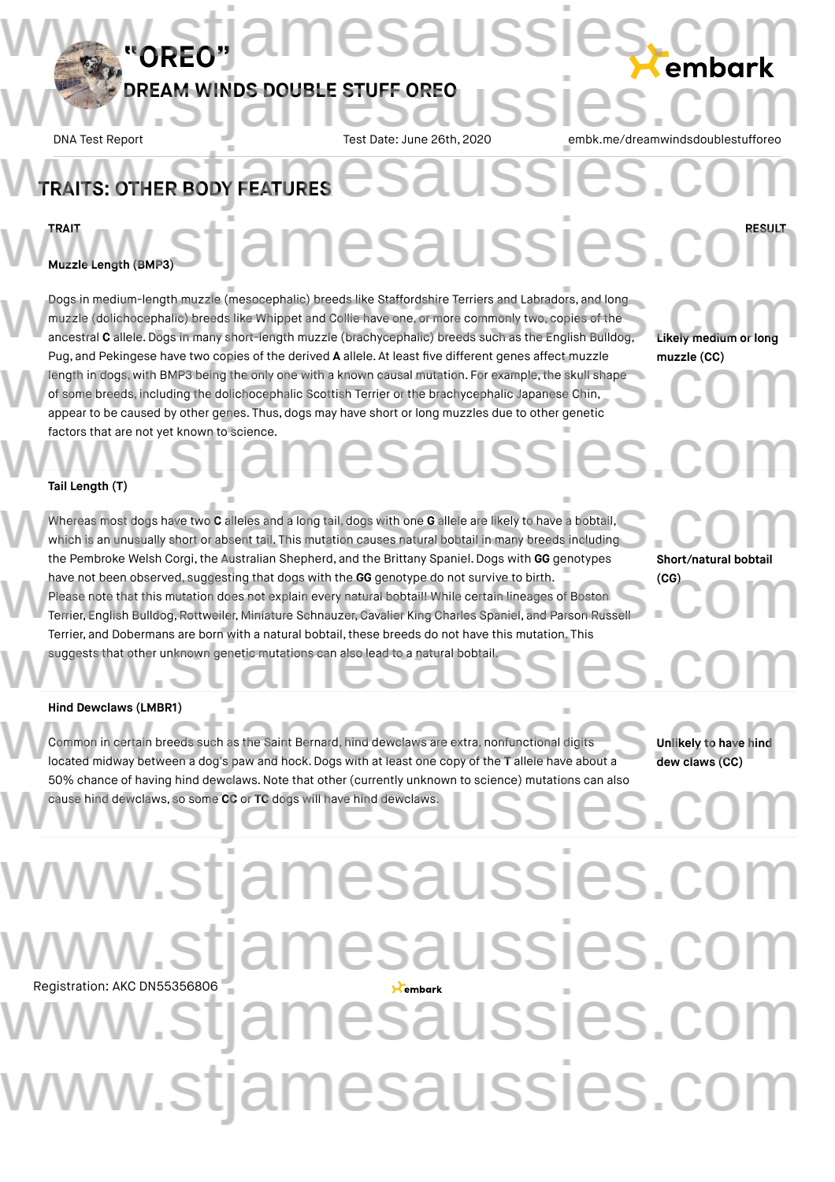# "OREO"

## DREAM WINDS DOUBLE STUFF OREO

DNA Test Report | Test Date: June 26th, 2020 | embk.me/dreamwindsdoublestufforeo

## TRAITS: OTHER BODY FEATURES

| TRAIT | RESULT |
|---|---|
| **Muzzle Length (BMP3)**<br><br>Dogs in medium-length muzzle (mesocephalic) breeds like Staffordshire Terriers and Labradors, and long muzzle (dolichocephalic) breeds like Whippet and Collie have one, or more commonly two, copies of the ancestral **C** allele. Dogs in many short-length muzzle (brachycephalic) breeds such as the English Bulldog, Pug, and Pekingese have two copies of the derived **A** allele. At least five different genes affect muzzle length in dogs, with BMP3 being the only one with a known causal mutation. For example, the skull shape of some breeds, including the dolichocephalic Scottish Terrier or the brachycephalic Japanese Chin, appear to be caused by other genes. Thus, dogs may have short or long muzzles due to other genetic factors that are not yet known to science. | **Likely medium or long muzzle (CC)** |
| **Tail Length (T)**<br><br>Whereas most dogs have two **C** alleles and a long tail, dogs with one **G** allele are likely to have a bobtail, which is an unusually short or absent tail. This mutation causes natural bobtail in many breeds including the Pembroke Welsh Corgi, the Australian Shepherd, and the Brittany Spaniel. Dogs with **GG** genotypes have not been observed, suggesting that dogs with the **GG** genotype do not survive to birth.<br>Please note that this mutation does not explain every natural bobtail! While certain lineages of Boston Terrier, English Bulldog, Rottweiler, Miniature Schnauzer, Cavalier King Charles Spaniel, and Parson Russell Terrier, and Dobermans are born with a natural bobtail, these breeds do not have this mutation. This suggests that other unknown genetic mutations can also lead to a natural bobtail. | **Short/natural bobtail (CG)** |
| **Hind Dewclaws (LMBR1)**<br><br>Common in certain breeds such as the Saint Bernard, hind dewclaws are extra, nonfunctional digits located midway between a dog's paw and hock. Dogs with at least one copy of the **T** allele have about a 50% chance of having hind dewclaws. Note that other (currently unknown to science) mutations can also cause hind dewclaws, so some **CC** or **TC** dogs will have hind dewclaws. | **Unlikely to have hind dew claws (CC)** |

Registration: AKC DN55356806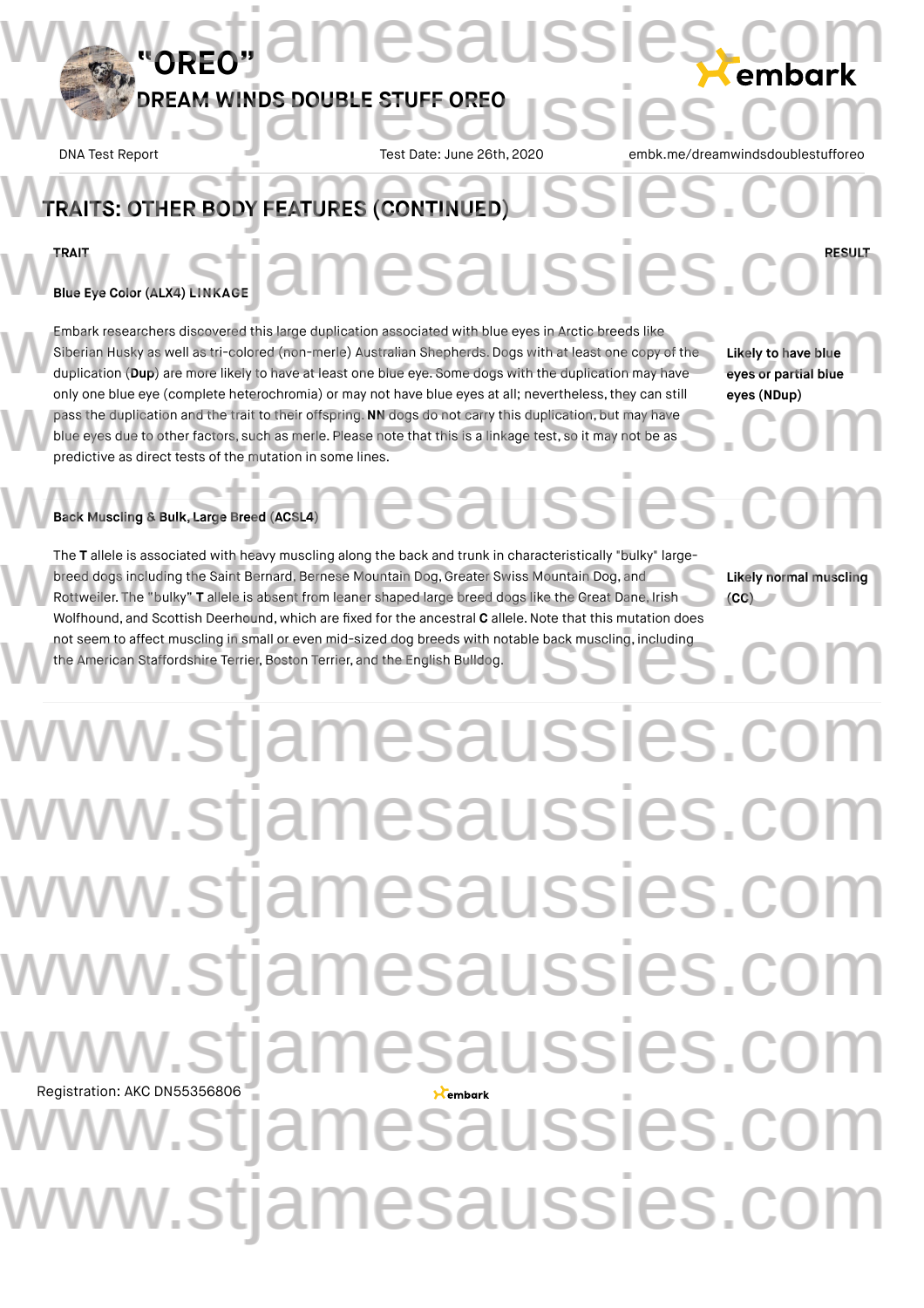# "OREO"

## DREAM WINDS DOUBLE STUFF OREO

DNA Test Report | Test Date: June 26th, 2020 | embk.me/dreamwindsdoublestufforeo

## TRAITS: OTHER BODY FEATURES (CONTINUED)

| TRAIT | RESULT |
|---|---|
| **Blue Eye Color (ALX4) LINKAGE** | |
| Embark researchers discovered this large duplication associated with blue eyes in Arctic breeds like Siberian Husky as well as tri-colored (non-merle) Australian Shepherds. Dogs with at least one copy of the duplication (**Dup**) are more likely to have at least one blue eye. Some dogs with the duplication may have only one blue eye (complete heterochromia) or may not have blue eyes at all; nevertheless, they can still pass the duplication and the trait to their offspring. **NN** dogs do not carry this duplication, but may have blue eyes due to other factors, such as merle. Please note that this is a linkage test, so it may not be as predictive as direct tests of the mutation in some lines. | **Likely to have blue eyes or partial blue eyes (NDup)** |
| **Back Muscling & Bulk, Large Breed (ACSL4)** | |
| The **T** allele is associated with heavy muscling along the back and trunk in characteristically "bulky" large-breed dogs including the Saint Bernard, Bernese Mountain Dog, Greater Swiss Mountain Dog, and Rottweiler. The "bulky" **T** allele is absent from leaner shaped large breed dogs like the Great Dane, Irish Wolfhound, and Scottish Deerhound, which are fixed for the ancestral **C** allele. Note that this mutation does not seem to affect muscling in small or even mid-sized dog breeds with notable back muscling, including the American Staffordshire Terrier, Boston Terrier, and the English Bulldog. | **Likely normal muscling (CC)** |

Registration: AKC DN55356806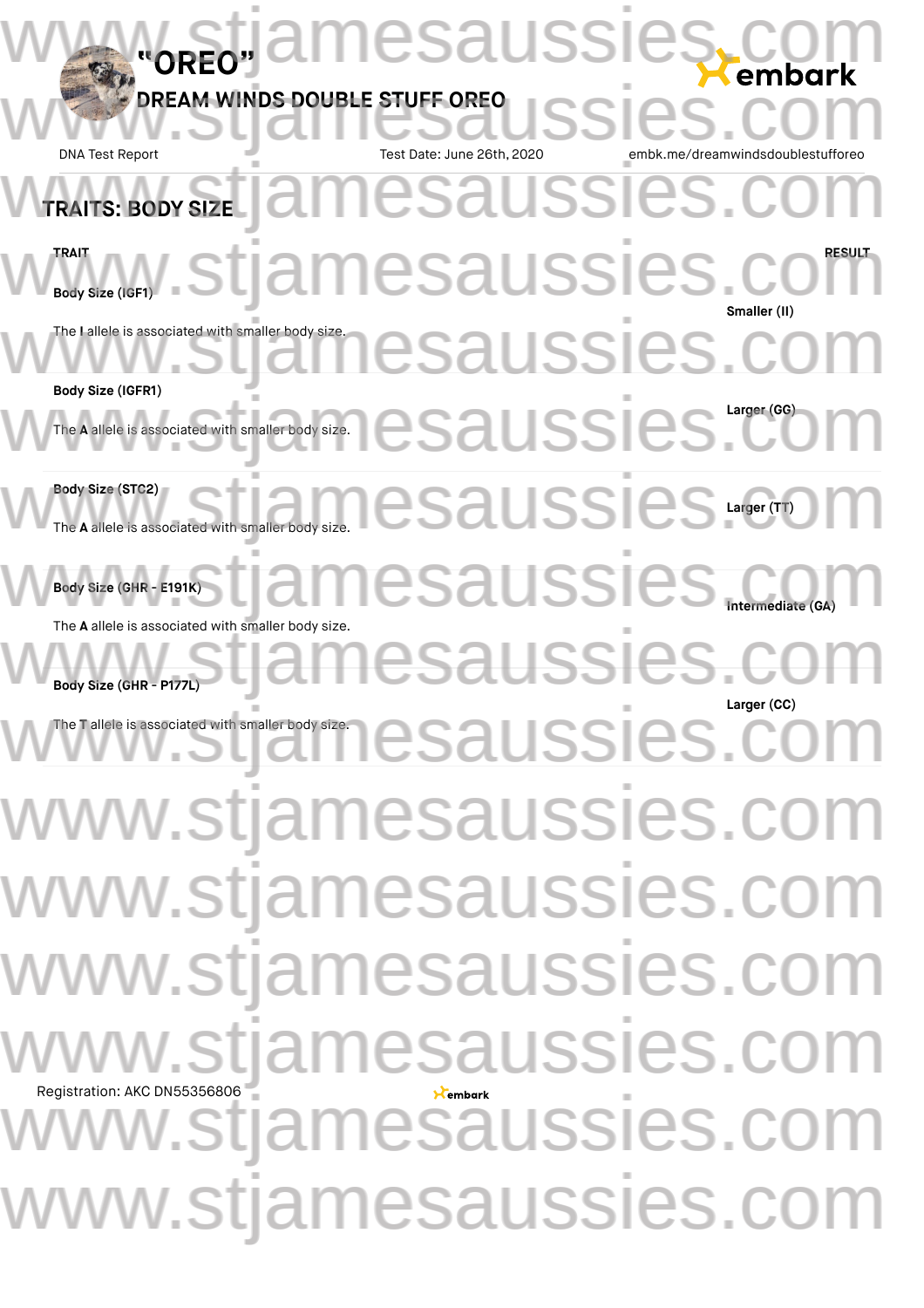# "OREO"

## DREAM WINDS DOUBLE STUFF OREO

DNA Test Report | Test Date: June 26th, 2020 | embk.me/dreamwindsdoublestufforeo

## TRAITS: BODY SIZE

| TRAIT | RESULT |
|---|---|
| **Body Size (IGF1)**<br>The **I** allele is associated with smaller body size. | **Smaller (II)** |
| **Body Size (IGFR1)**<br>The **A** allele is associated with smaller body size. | **Larger (GG)** |
| **Body Size (STC2)**<br>The **A** allele is associated with smaller body size. | **Larger (TT)** |
| **Body Size (GHR - E191K)**<br>The **A** allele is associated with smaller body size. | **Intermediate (GA)** |
| **Body Size (GHR - P177L)**<br>The **T** allele is associated with smaller body size. | **Larger (CC)** |

Registration: AKC DN55356806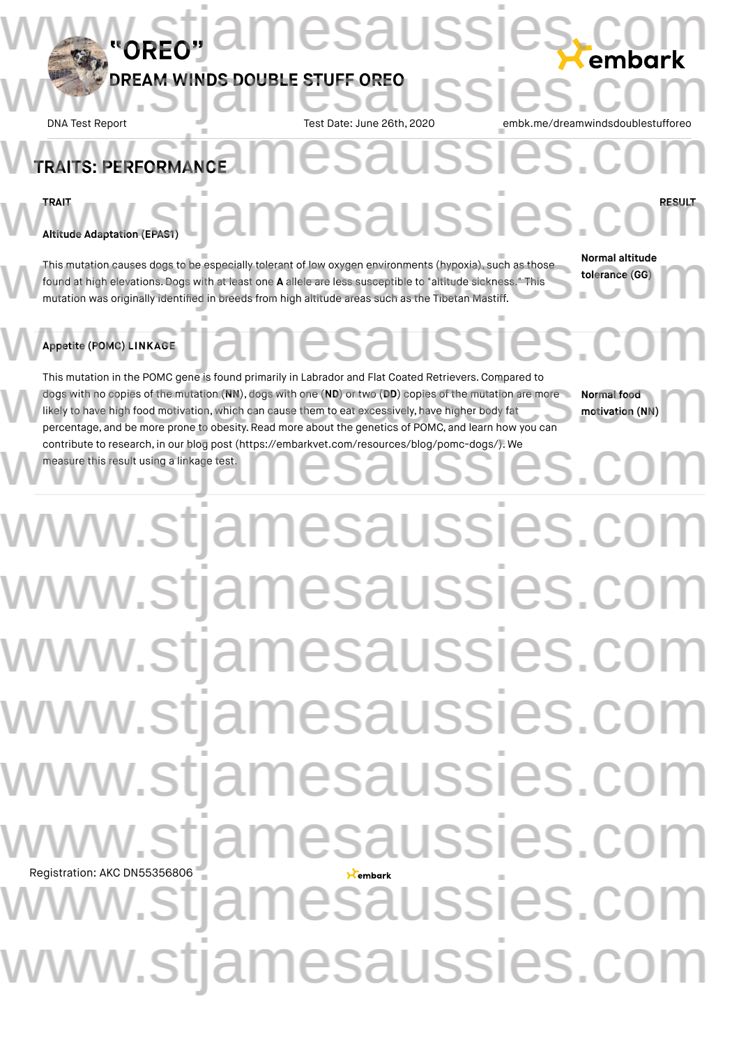# "OREO"

## DREAM WINDS DOUBLE STUFF OREO

DNA Test Report | Test Date: June 26th, 2020 | embk.me/dreamwindsdoublestufforeo

## TRAITS: PERFORMANCE

| TRAIT | RESULT |
|---|---|
| **Altitude Adaptation (EPAS1)**<br><br>This mutation causes dogs to be especially tolerant of low oxygen environments (hypoxia), such as those found at high elevations. Dogs with at least one **A** allele are less susceptible to "altitude sickness." This mutation was originally identified in breeds from high altitude areas such as the Tibetan Mastiff. | **Normal altitude tolerance (GG)** |
| **Appetite (POMC) LINKAGE**<br><br>This mutation in the POMC gene is found primarily in Labrador and Flat Coated Retrievers. Compared to dogs with no copies of the mutation (**NN**), dogs with one (**ND**) or two (**DD**) copies of the mutation are more likely to have high food motivation, which can cause them to eat excessively, have higher body fat percentage, and be more prone to obesity. Read more about the genetics of POMC, and learn how you can contribute to research, in our blog post (https://embarkvet.com/resources/blog/pomc-dogs/). We measure this result using a linkage test. | **Normal food motivation (NN)** |

Registration: AKC DN55356806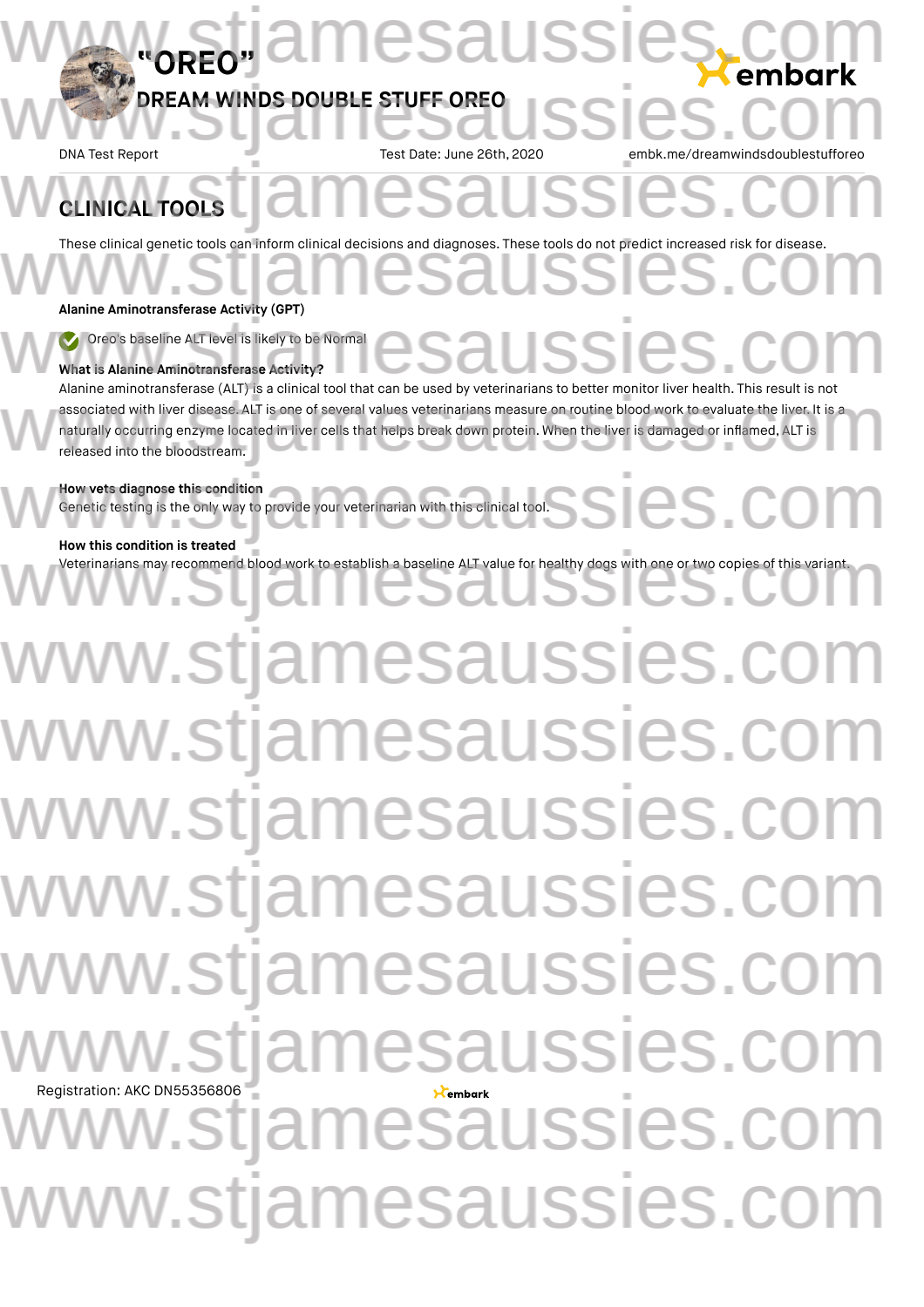# "OREO"

## DREAM WINDS DOUBLE STUFF OREO

DNA Test Report | Test Date: June 26th, 2020 | embk.me/dreamwindsdoublestufforeo

## CLINICAL TOOLS

These clinical genetic tools can inform clinical decisions and diagnoses. These tools do not predict increased risk for disease.

**Alanine Aminotransferase Activity (GPT)**

✔ Oreo's baseline ALT level is likely to be Normal

**What is Alanine Aminotransferase Activity?**

Alanine aminotransferase (ALT) is a clinical tool that can be used by veterinarians to better monitor liver health. This result is not associated with liver disease. ALT is one of several values veterinarians measure on routine blood work to evaluate the liver. It is a naturally occurring enzyme located in liver cells that helps break down protein. When the liver is damaged or inflamed, ALT is released into the bloodstream.

**How vets diagnose this condition**

Genetic testing is the only way to provide your veterinarian with this clinical tool.

**How this condition is treated**

Veterinarians may recommend blood work to establish a baseline ALT value for healthy dogs with one or two copies of this variant.

Registration: AKC DN55356806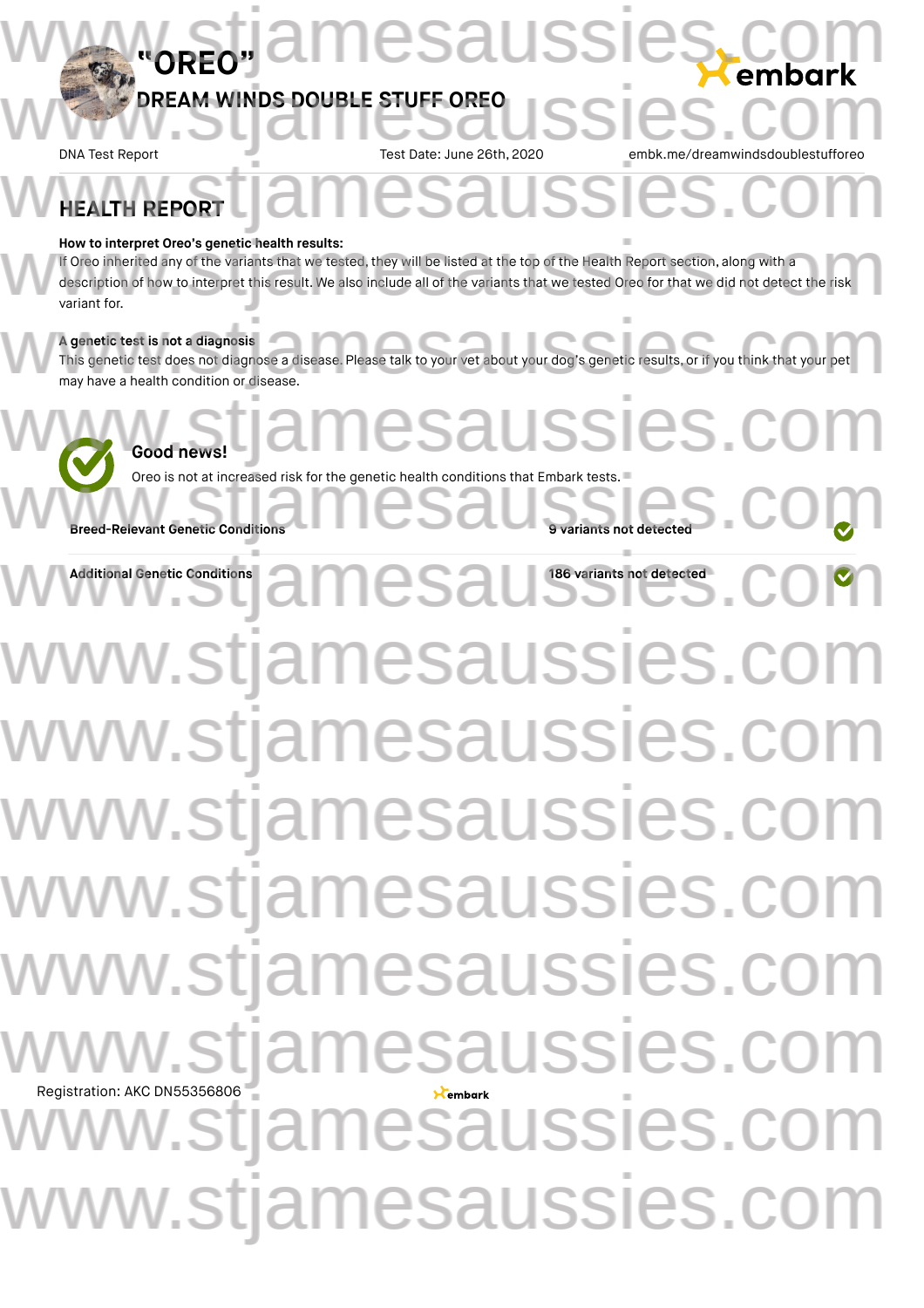# "OREO"

## DREAM WINDS DOUBLE STUFF OREO

DNA Test Report | Test Date: June 26th, 2020 | embk.me/dreamwindsdoublestufforeo

## HEALTH REPORT

**How to interpret Oreo's genetic health results:**

If Oreo inherited any of the variants that we tested, they will be listed at the top of the Health Report section, along with a description of how to interpret this result. We also include all of the variants that we tested Oreo for that we did not detect the risk variant for.

**A genetic test is not a diagnosis**

This genetic test does not diagnose a disease. Please talk to your vet about your dog's genetic results, or if you think that your pet may have a health condition or disease.

**Good news!**

Oreo is not at increased risk for the genetic health conditions that Embark tests.

| | |
|---|---|
| **Breed-Relevant Genetic Conditions** | **9 variants not detected** |
| **Additional Genetic Conditions** | **186 variants not detected** |

Registration: AKC DN55356806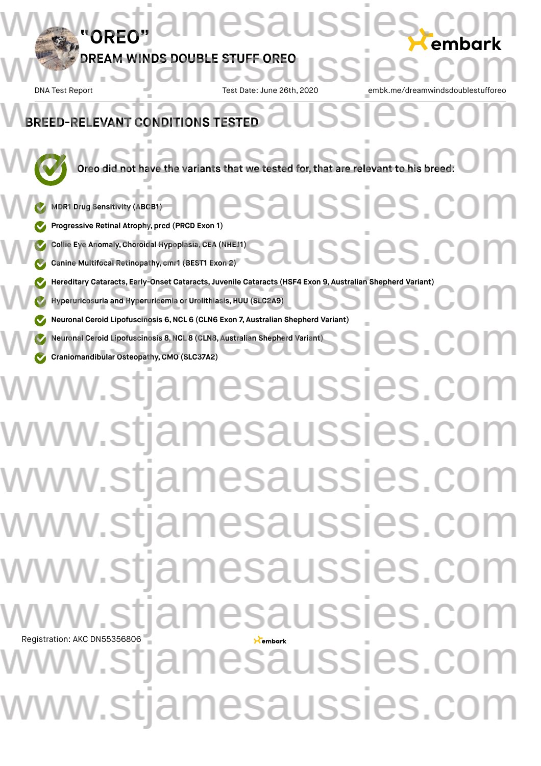# "OREO"

## DREAM WINDS DOUBLE STUFF OREO

DNA Test Report | Test Date: June 26th, 2020 | embk.me/dreamwindsdoublestufforeo

## BREED-RELEVANT CONDITIONS TESTED

Oreo did not have the variants that we tested for, that are relevant to his breed:

- MDR1 Drug Sensitivity (ABCB1)
- Progressive Retinal Atrophy, prcd (PRCD Exon 1)
- Collie Eye Anomaly, Choroidal Hypoplasia, CEA (NHEJ1)
- Canine Multifocal Retinopathy, cmr1 (BEST1 Exon 2)
- Hereditary Cataracts, Early-Onset Cataracts, Juvenile Cataracts (HSF4 Exon 9, Australian Shepherd Variant)
- Hyperuricosuria and Hyperuricemia or Urolithiasis, HUU (SLC2A9)
- Neuronal Ceroid Lipofuscinosis 6, NCL 6 (CLN6 Exon 7, Australian Shepherd Variant)
- Neuronal Ceroid Lipofuscinosis 8, NCL 8 (CLN8, Australian Shepherd Variant)
- Craniomandibular Osteopathy, CMO (SLC37A2)

Registration: AKC DN55356806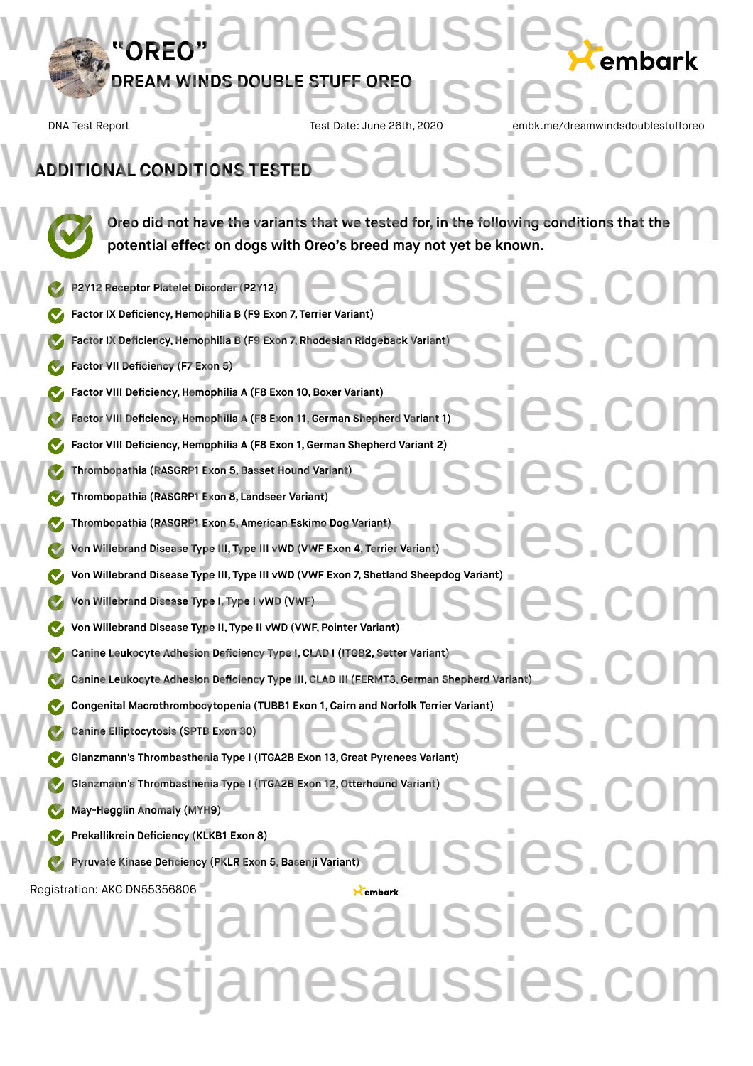# "OREO"

## DREAM WINDS DOUBLE STUFF OREO

DNA Test Report | Test Date: June 26th, 2020 | embk.me/dreamwindsdoublestufforeo

## ADDITIONAL CONDITIONS TESTED

**Oreo did not have the variants that we tested for, in the following conditions that the potential effect on dogs with Oreo's breed may not yet be known.**

- P2Y12 Receptor Platelet Disorder (P2Y12)
- Factor IX Deficiency, Hemophilia B (F9 Exon 7, Terrier Variant)
- Factor IX Deficiency, Hemophilia B (F9 Exon 7, Rhodesian Ridgeback Variant)
- Factor VII Deficiency (F7 Exon 5)
- Factor VIII Deficiency, Hemophilia A (F8 Exon 10, Boxer Variant)
- Factor VIII Deficiency, Hemophilia A (F8 Exon 11, German Shepherd Variant 1)
- Factor VIII Deficiency, Hemophilia A (F8 Exon 1, German Shepherd Variant 2)
- Thrombopathia (RASGRP1 Exon 5, Basset Hound Variant)
- Thrombopathia (RASGRP1 Exon 8, Landseer Variant)
- Thrombopathia (RASGRP1 Exon 5, American Eskimo Dog Variant)
- Von Willebrand Disease Type III, Type III vWD (VWF Exon 4, Terrier Variant)
- Von Willebrand Disease Type III, Type III vWD (VWF Exon 7, Shetland Sheepdog Variant)
- Von Willebrand Disease Type I, Type I vWD (VWF)
- Von Willebrand Disease Type II, Type II vWD (VWF, Pointer Variant)
- Canine Leukocyte Adhesion Deficiency Type I, CLAD I (ITGB2, Setter Variant)
- Canine Leukocyte Adhesion Deficiency Type III, CLAD III (FERMT3, German Shepherd Variant)
- Congenital Macrothrombocytopenia (TUBB1 Exon 1, Cairn and Norfolk Terrier Variant)
- Canine Elliptocytosis (SPTB Exon 30)
- Glanzmann's Thrombasthenia Type I (ITGA2B Exon 13, Great Pyrenees Variant)
- Glanzmann's Thrombasthenia Type I (ITGA2B Exon 12, Otterhound Variant)
- May-Hegglin Anomaly (MYH9)
- Prekallikrein Deficiency (KLKB1 Exon 8)
- Pyruvate Kinase Deficiency (PKLR Exon 5, Basenji Variant)

Registration: AKC DN55356806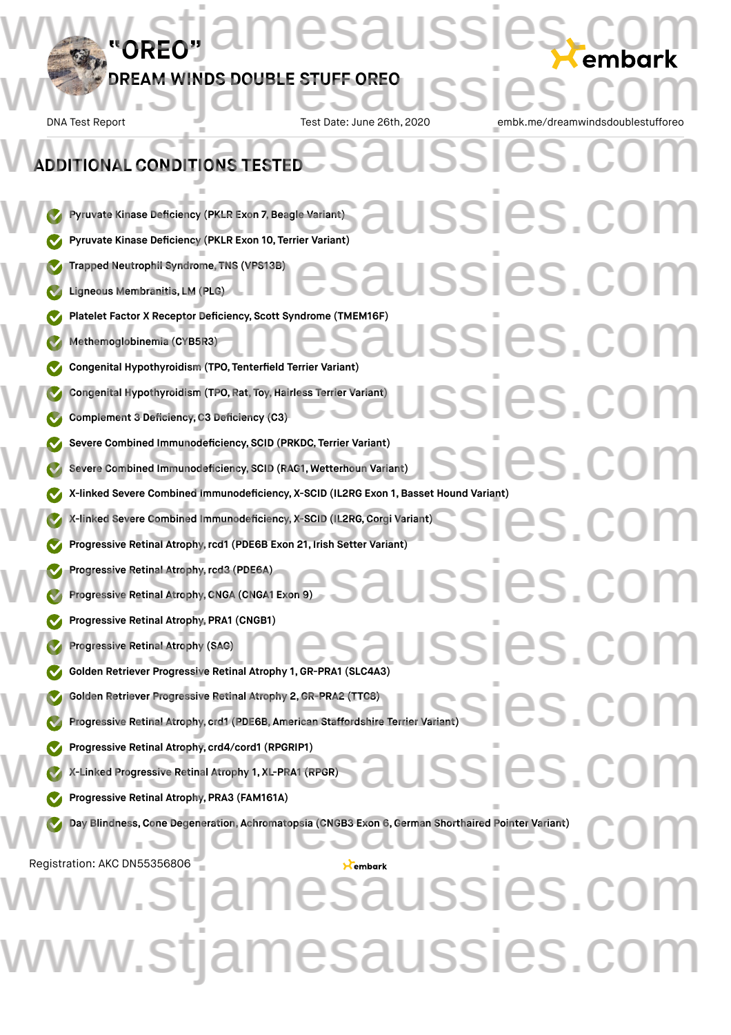## ADDITIONAL CONDITIONS TESTED

- Pyruvate Kinase Deficiency (PKLR Exon 7, Beagle Variant)
- Pyruvate Kinase Deficiency (PKLR Exon 10, Terrier Variant)
- Trapped Neutrophil Syndrome, TNS (VPS13B)
- Ligneous Membranitis, LM (PLG)
- Platelet Factor X Receptor Deficiency, Scott Syndrome (TMEM16F)
- Methemoglobinemia (CYB5R3)
- Congenital Hypothyroidism (TPO, Tenterfield Terrier Variant)
- Congenital Hypothyroidism (TPO, Rat, Toy, Hairless Terrier Variant)
- Complement 3 Deficiency, C3 Deficiency (C3)
- Severe Combined Immunodeficiency, SCID (PRKDC, Terrier Variant)
- Severe Combined Immunodeficiency, SCID (RAG1, Wetterhoun Variant)
- X-linked Severe Combined Immunodeficiency, X-SCID (IL2RG Exon 1, Basset Hound Variant)
- X-linked Severe Combined Immunodeficiency, X-SCID (IL2RG, Corgi Variant)
- Progressive Retinal Atrophy, rcd1 (PDE6B Exon 21, Irish Setter Variant)
- Progressive Retinal Atrophy, rcd3 (PDE6A)
- Progressive Retinal Atrophy, CNGA (CNGA1 Exon 9)
- Progressive Retinal Atrophy, PRA1 (CNGB1)
- Progressive Retinal Atrophy (SAG)
- Golden Retriever Progressive Retinal Atrophy 1, GR-PRA1 (SLC4A3)
- Golden Retriever Progressive Retinal Atrophy 2, GR-PRA2 (TTC8)
- Progressive Retinal Atrophy, crd1 (PDE6B, American Staffordshire Terrier Variant)
- Progressive Retinal Atrophy, crd4/cord1 (RPGRIP1)
- X-Linked Progressive Retinal Atrophy 1, XL-PRA1 (RPGR)
- Progressive Retinal Atrophy, PRA3 (FAM161A)
- Day Blindness, Cone Degeneration, Achromatopsia (CNGB3 Exon 6, German Shorthaired Pointer Variant)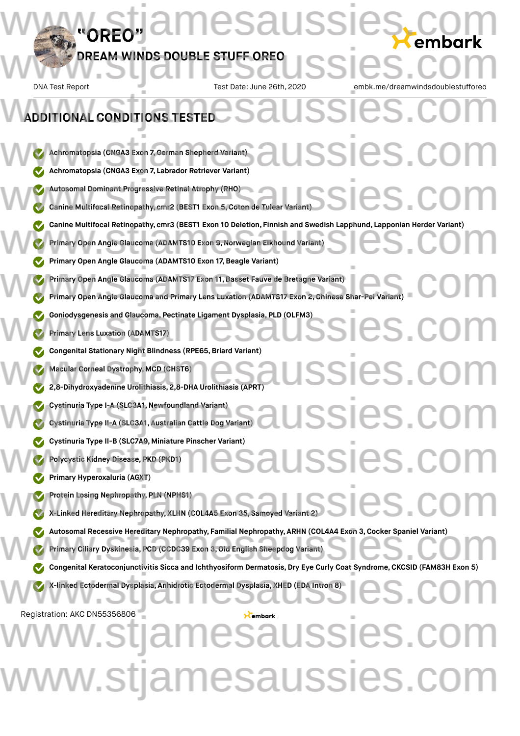# "OREO"

## DREAM WINDS DOUBLE STUFF OREO

DNA Test Report | Test Date: June 26th, 2020 | embk.me/dreamwindsdoublestufforeo

## ADDITIONAL CONDITIONS TESTED

- Achromatopsia (CNGA3 Exon 7, German Shepherd Variant)
- Achromatopsia (CNGA3 Exon 7, Labrador Retriever Variant)
- Autosomal Dominant Progressive Retinal Atrophy (RHO)
- Canine Multifocal Retinopathy, cmr2 (BEST1 Exon 5, Coton de Tulear Variant)
- Canine Multifocal Retinopathy, cmr3 (BEST1 Exon 10 Deletion, Finnish and Swedish Lapphund, Lapponian Herder Variant)
- Primary Open Angle Glaucoma (ADAMTS10 Exon 9, Norwegian Elkhound Variant)
- Primary Open Angle Glaucoma (ADAMTS10 Exon 17, Beagle Variant)
- Primary Open Angle Glaucoma (ADAMTS17 Exon 11, Basset Fauve de Bretagne Variant)
- Primary Open Angle Glaucoma and Primary Lens Luxation (ADAMTS17 Exon 2, Chinese Shar-Pei Variant)
- Goniodysgenesis and Glaucoma, Pectinate Ligament Dysplasia, PLD (OLFM3)
- Primary Lens Luxation (ADAMTS17)
- Congenital Stationary Night Blindness (RPE65, Briard Variant)
- Macular Corneal Dystrophy, MCD (CHST6)
- 2,8-Dihydroxyadenine Urolithiasis, 2,8-DHA Urolithiasis (APRT)
- Cystinuria Type I-A (SLC3A1, Newfoundland Variant)
- Cystinuria Type II-A (SLC3A1, Australian Cattle Dog Variant)
- Cystinuria Type II-B (SLC7A9, Miniature Pinscher Variant)
- Polycystic Kidney Disease, PKD (PKD1)
- Primary Hyperoxaluria (AGXT)
- Protein Losing Nephropathy, PLN (NPHS1)
- X-Linked Hereditary Nephropathy, XLHN (COL4A5 Exon 35, Samoyed Variant 2)
- Autosomal Recessive Hereditary Nephropathy, Familial Nephropathy, ARHN (COL4A4 Exon 3, Cocker Spaniel Variant)
- Primary Ciliary Dyskinesia, PCD (CCDC39 Exon 3, Old English Sheepdog Variant)
- Congenital Keratoconjunctivitis Sicca and Ichthyosiform Dermatosis, Dry Eye Curly Coat Syndrome, CKCSID (FAM83H Exon 5)
- X-linked Ectodermal Dysplasia, Anhidrotic Ectodermal Dysplasia, XHED (EDA Intron 8)

Registration: AKC DN55356806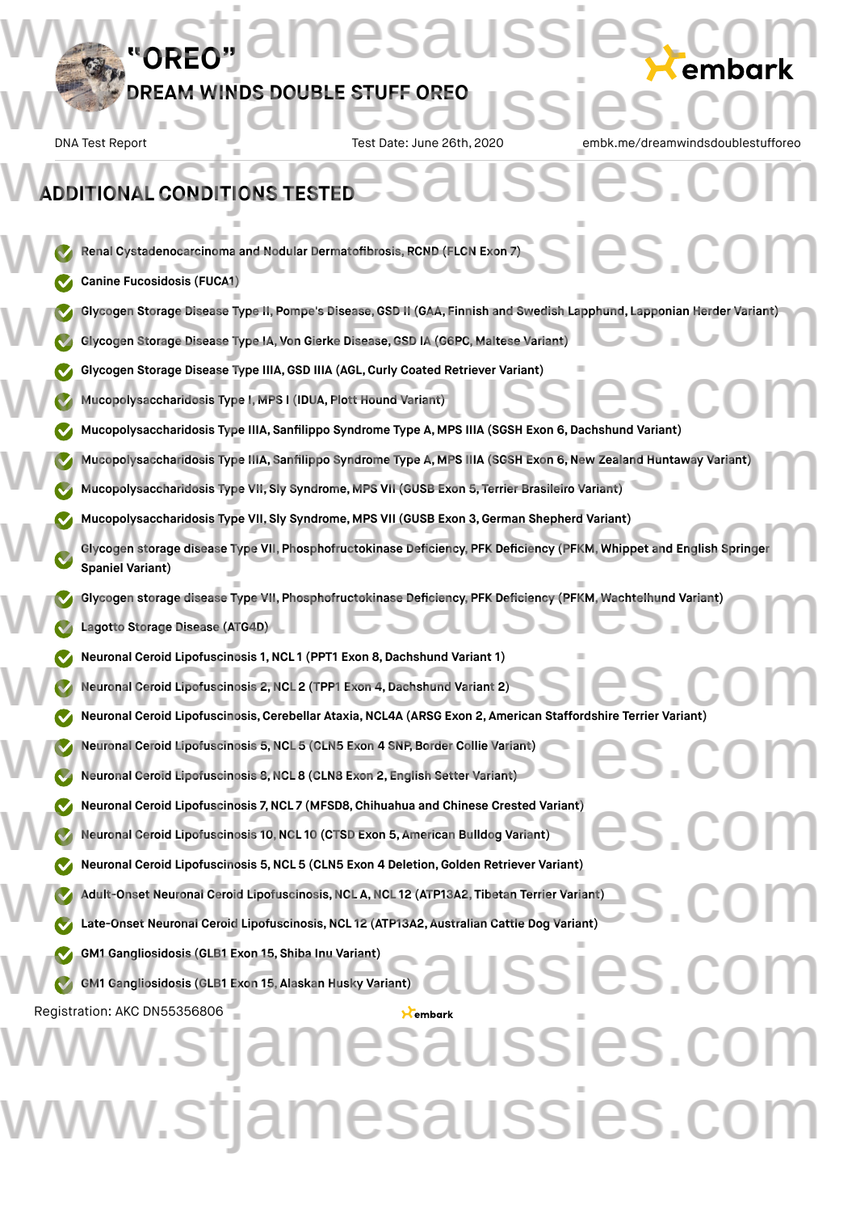# "OREO"

## DREAM WINDS DOUBLE STUFF OREO

DNA Test Report | Test Date: June 26th, 2020 | embk.me/dreamwindsdoublestufforeo

## ADDITIONAL CONDITIONS TESTED

- Renal Cystadenocarcinoma and Nodular Dermatofibrosis, RCND (FLCN Exon 7)
- Canine Fucosidosis (FUCA1)
- Glycogen Storage Disease Type II, Pompe's Disease, GSD II (GAA, Finnish and Swedish Lapphund, Lapponian Herder Variant)
- Glycogen Storage Disease Type IA, Von Gierke Disease, GSD IA (G6PC, Maltese Variant)
- Glycogen Storage Disease Type IIIA, GSD IIIA (AGL, Curly Coated Retriever Variant)
- Mucopolysaccharidosis Type I, MPS I (IDUA, Plott Hound Variant)
- Mucopolysaccharidosis Type IIIA, Sanfilippo Syndrome Type A, MPS IIIA (SGSH Exon 6, Dachshund Variant)
- Mucopolysaccharidosis Type IIIA, Sanfilippo Syndrome Type A, MPS IIIA (SGSH Exon 6, New Zealand Huntaway Variant)
- Mucopolysaccharidosis Type VII, Sly Syndrome, MPS VII (GUSB Exon 5, Terrier Brasileiro Variant)
- Mucopolysaccharidosis Type VII, Sly Syndrome, MPS VII (GUSB Exon 3, German Shepherd Variant)
- Glycogen storage disease Type VII, Phosphofructokinase Deficiency, PFK Deficiency (PFKM, Whippet and English Springer Spaniel Variant)
- Glycogen storage disease Type VII, Phosphofructokinase Deficiency, PFK Deficiency (PFKM, Wachtelhund Variant)
- Lagotto Storage Disease (ATG4D)
- Neuronal Ceroid Lipofuscinosis 1, NCL 1 (PPT1 Exon 8, Dachshund Variant 1)
- Neuronal Ceroid Lipofuscinosis 2, NCL 2 (TPP1 Exon 4, Dachshund Variant 2)
- Neuronal Ceroid Lipofuscinosis, Cerebellar Ataxia, NCL4A (ARSG Exon 2, American Staffordshire Terrier Variant)
- Neuronal Ceroid Lipofuscinosis 5, NCL 5 (CLN5 Exon 4 SNP, Border Collie Variant)
- Neuronal Ceroid Lipofuscinosis 8, NCL 8 (CLN8 Exon 2, English Setter Variant)
- Neuronal Ceroid Lipofuscinosis 7, NCL 7 (MFSD8, Chihuahua and Chinese Crested Variant)
- Neuronal Ceroid Lipofuscinosis 10, NCL 10 (CTSD Exon 5, American Bulldog Variant)
- Neuronal Ceroid Lipofuscinosis 5, NCL 5 (CLN5 Exon 4 Deletion, Golden Retriever Variant)
- Adult-Onset Neuronal Ceroid Lipofuscinosis, NCL A, NCL 12 (ATP13A2, Tibetan Terrier Variant)
- Late-Onset Neuronal Ceroid Lipofuscinosis, NCL 12 (ATP13A2, Australian Cattle Dog Variant)
- GM1 Gangliosidosis (GLB1 Exon 15, Shiba Inu Variant)
- GM1 Gangliosidosis (GLB1 Exon 15, Alaskan Husky Variant)

Registration: AKC DN55356806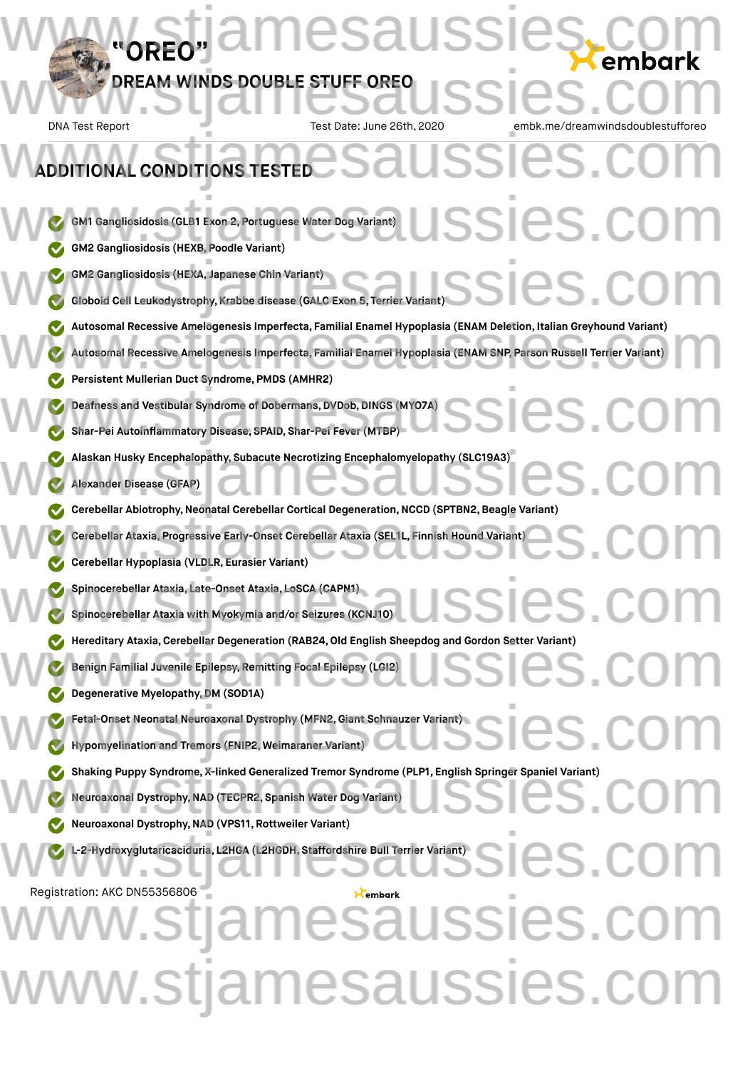# "OREO"

## DREAM WINDS DOUBLE STUFF OREO

DNA Test Report | Test Date: June 26th, 2020 | embk.me/dreamwindsdoublestufforeo

## ADDITIONAL CONDITIONS TESTED

- GM1 Gangliosidosis (GLB1 Exon 2, Portuguese Water Dog Variant)
- GM2 Gangliosidosis (HEXB, Poodle Variant)
- GM2 Gangliosidosis (HEXA, Japanese Chin Variant)
- Globoid Cell Leukodystrophy, Krabbe disease (GALC Exon 5, Terrier Variant)
- Autosomal Recessive Amelogenesis Imperfecta, Familial Enamel Hypoplasia (ENAM Deletion, Italian Greyhound Variant)
- Autosomal Recessive Amelogenesis Imperfecta, Familial Enamel Hypoplasia (ENAM SNP, Parson Russell Terrier Variant)
- Persistent Mullerian Duct Syndrome, PMDS (AMHR2)
- Deafness and Vestibular Syndrome of Dobermans, DVDob, DINGS (MYO7A)
- Shar-Pei Autoinflammatory Disease, SPAID, Shar-Pei Fever (MTBP)
- Alaskan Husky Encephalopathy, Subacute Necrotizing Encephalomyelopathy (SLC19A3)
- Alexander Disease (GFAP)
- Cerebellar Abiotrophy, Neonatal Cerebellar Cortical Degeneration, NCCD (SPTBN2, Beagle Variant)
- Cerebellar Ataxia, Progressive Early-Onset Cerebellar Ataxia (SEL1L, Finnish Hound Variant)
- Cerebellar Hypoplasia (VLDLR, Eurasier Variant)
- Spinocerebellar Ataxia, Late-Onset Ataxia, LoSCA (CAPN1)
- Spinocerebellar Ataxia with Myokymia and/or Seizures (KCNJ10)
- Hereditary Ataxia, Cerebellar Degeneration (RAB24, Old English Sheepdog and Gordon Setter Variant)
- Benign Familial Juvenile Epilepsy, Remitting Focal Epilepsy (LGI2)
- Degenerative Myelopathy, DM (SOD1A)
- Fetal-Onset Neonatal Neuroaxonal Dystrophy (MFN2, Giant Schnauzer Variant)
- Hypomyelination and Tremors (FNIP2, Weimaraner Variant)
- Shaking Puppy Syndrome, X-linked Generalized Tremor Syndrome (PLP1, English Springer Spaniel Variant)
- Neuroaxonal Dystrophy, NAD (TECPR2, Spanish Water Dog Variant)
- Neuroaxonal Dystrophy, NAD (VPS11, Rottweiler Variant)
- L-2-Hydroxyglutaricaciduria, L2HGA (L2HGDH, Staffordshire Bull Terrier Variant)

Registration: AKC DN55356806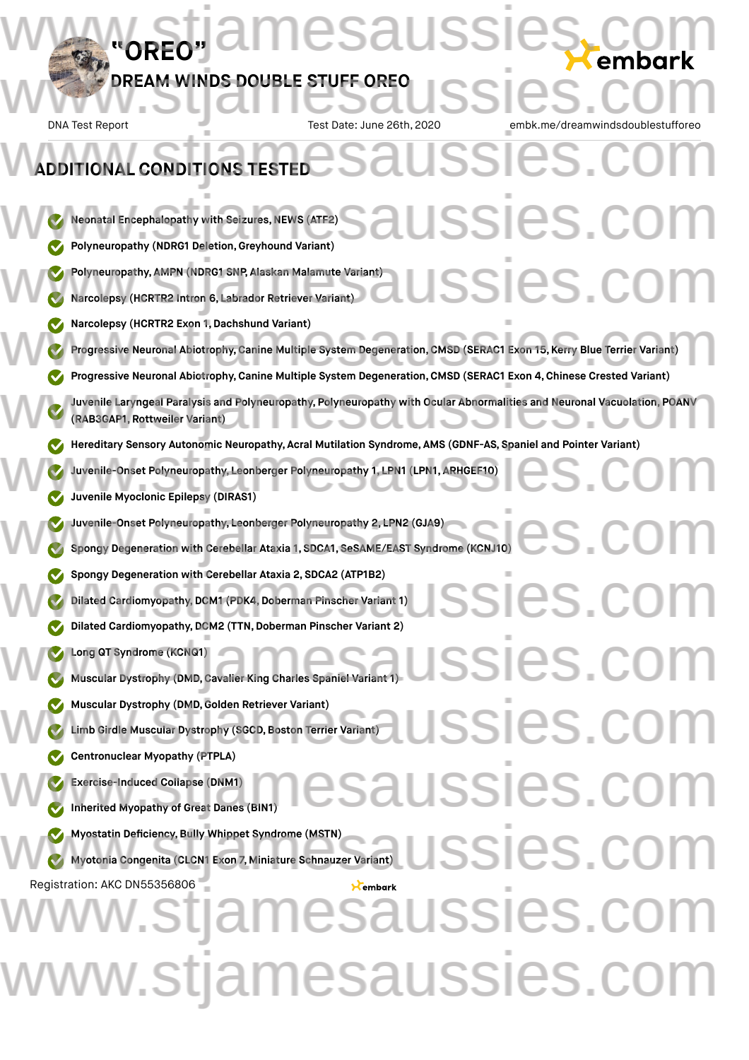# "OREO"

## DREAM WINDS DOUBLE STUFF OREO

DNA Test Report | Test Date: June 26th, 2020 | embk.me/dreamwindsdoublestufforeo

## ADDITIONAL CONDITIONS TESTED

- Neonatal Encephalopathy with Seizures, NEWS (ATF2)
- Polyneuropathy (NDRG1 Deletion, Greyhound Variant)
- Polyneuropathy, AMPN (NDRG1 SNP, Alaskan Malamute Variant)
- Narcolepsy (HCRTR2 Intron 6, Labrador Retriever Variant)
- Narcolepsy (HCRTR2 Exon 1, Dachshund Variant)
- Progressive Neuronal Abiotrophy, Canine Multiple System Degeneration, CMSD (SERAC1 Exon 15, Kerry Blue Terrier Variant)
- Progressive Neuronal Abiotrophy, Canine Multiple System Degeneration, CMSD (SERAC1 Exon 4, Chinese Crested Variant)
- Juvenile Laryngeal Paralysis and Polyneuropathy, Polyneuropathy with Ocular Abnormalities and Neuronal Vacuolation, POANV (RAB3GAP1, Rottweiler Variant)
- Hereditary Sensory Autonomic Neuropathy, Acral Mutilation Syndrome, AMS (GDNF-AS, Spaniel and Pointer Variant)
- Juvenile-Onset Polyneuropathy, Leonberger Polyneuropathy 1, LPN1 (LPN1, ARHGEF10)
- Juvenile Myoclonic Epilepsy (DIRAS1)
- Juvenile-Onset Polyneuropathy, Leonberger Polyneuropathy 2, LPN2 (GJA9)
- Spongy Degeneration with Cerebellar Ataxia 1, SDCA1, SeSAME/EAST Syndrome (KCNJ10)
- Spongy Degeneration with Cerebellar Ataxia 2, SDCA2 (ATP1B2)
- Dilated Cardiomyopathy, DCM1 (PDK4, Doberman Pinscher Variant 1)
- Dilated Cardiomyopathy, DCM2 (TTN, Doberman Pinscher Variant 2)
- Long QT Syndrome (KCNQ1)
- Muscular Dystrophy (DMD, Cavalier King Charles Spaniel Variant 1)
- Muscular Dystrophy (DMD, Golden Retriever Variant)
- Limb Girdle Muscular Dystrophy (SGCD, Boston Terrier Variant)
- Centronuclear Myopathy (PTPLA)
- Exercise-Induced Collapse (DNM1)
- Inherited Myopathy of Great Danes (BIN1)
- Myostatin Deficiency, Bully Whippet Syndrome (MSTN)
- Myotonia Congenita (CLCN1 Exon 7, Miniature Schnauzer Variant)

Registration: AKC DN55356806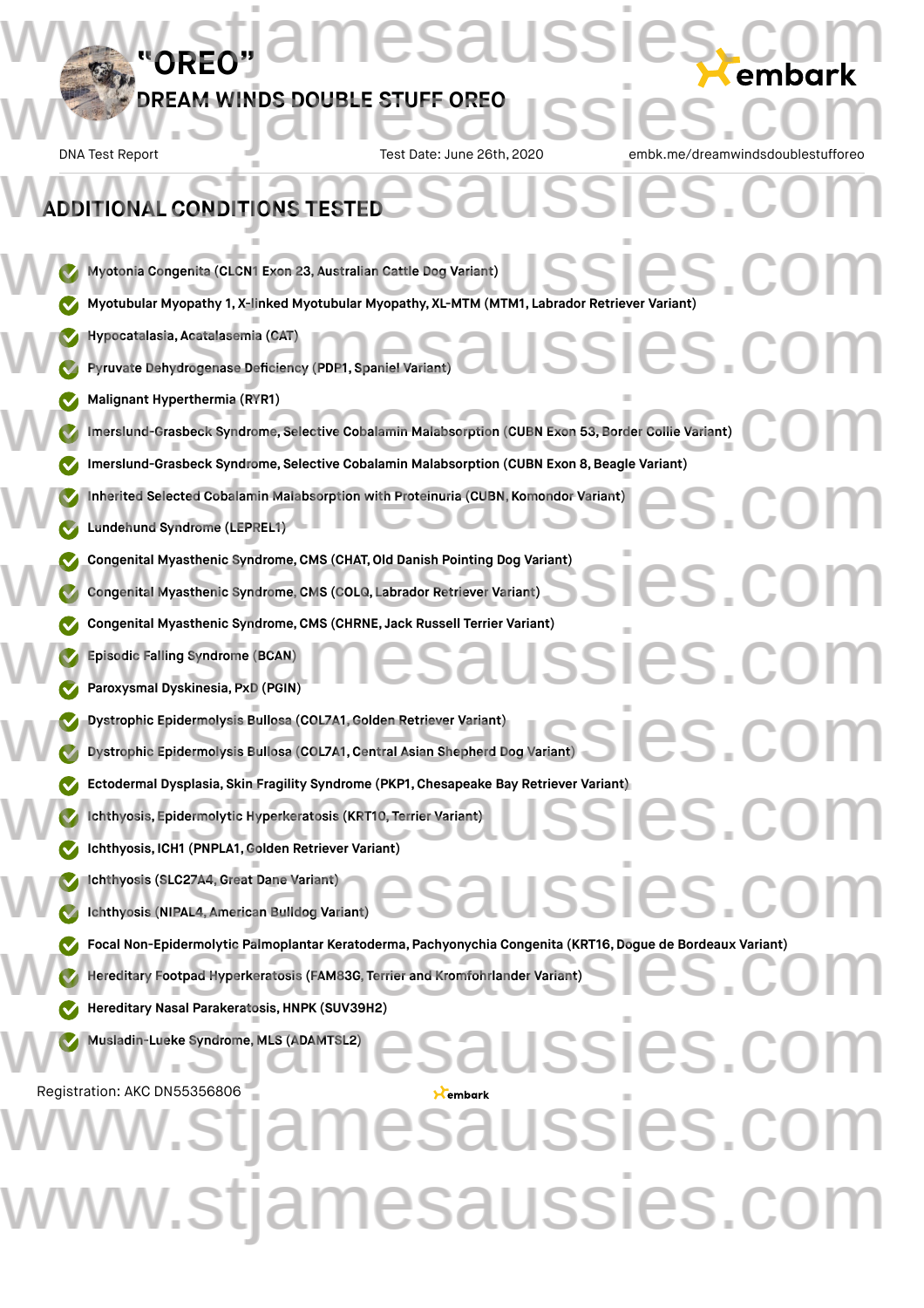# "OREO"

## DREAM WINDS DOUBLE STUFF OREO

DNA Test Report — Test Date: June 26th, 2020 — embk.me/dreamwindsdoublestufforeo

## ADDITIONAL CONDITIONS TESTED

- Myotonia Congenita (CLCN1 Exon 23, Australian Cattle Dog Variant)
- Myotubular Myopathy 1, X-linked Myotubular Myopathy, XL-MTM (MTM1, Labrador Retriever Variant)
- Hypocatalasia, Acatalasemia (CAT)
- Pyruvate Dehydrogenase Deficiency (PDP1, Spaniel Variant)
- Malignant Hyperthermia (RYR1)
- Imerslund-Grasbeck Syndrome, Selective Cobalamin Malabsorption (CUBN Exon 53, Border Collie Variant)
- Imerslund-Grasbeck Syndrome, Selective Cobalamin Malabsorption (CUBN Exon 8, Beagle Variant)
- Inherited Selected Cobalamin Malabsorption with Proteinuria (CUBN, Komondor Variant)
- Lundehund Syndrome (LEPREL1)
- Congenital Myasthenic Syndrome, CMS (CHAT, Old Danish Pointing Dog Variant)
- Congenital Myasthenic Syndrome, CMS (COLQ, Labrador Retriever Variant)
- Congenital Myasthenic Syndrome, CMS (CHRNE, Jack Russell Terrier Variant)
- Episodic Falling Syndrome (BCAN)
- Paroxysmal Dyskinesia, PxD (PGIN)
- Dystrophic Epidermolysis Bullosa (COL7A1, Golden Retriever Variant)
- Dystrophic Epidermolysis Bullosa (COL7A1, Central Asian Shepherd Dog Variant)
- Ectodermal Dysplasia, Skin Fragility Syndrome (PKP1, Chesapeake Bay Retriever Variant)
- Ichthyosis, Epidermolytic Hyperkeratosis (KRT10, Terrier Variant)
- Ichthyosis, ICH1 (PNPLA1, Golden Retriever Variant)
- Ichthyosis (SLC27A4, Great Dane Variant)
- Ichthyosis (NIPAL4, American Bulldog Variant)
- Focal Non-Epidermolytic Palmoplantar Keratoderma, Pachyonychia Congenita (KRT16, Dogue de Bordeaux Variant)
- Hereditary Footpad Hyperkeratosis (FAM83G, Terrier and Kromfohrlander Variant)
- Hereditary Nasal Parakeratosis, HNPK (SUV39H2)
- Musladin-Lueke Syndrome, MLS (ADAMTSL2)

Registration: AKC DN55356806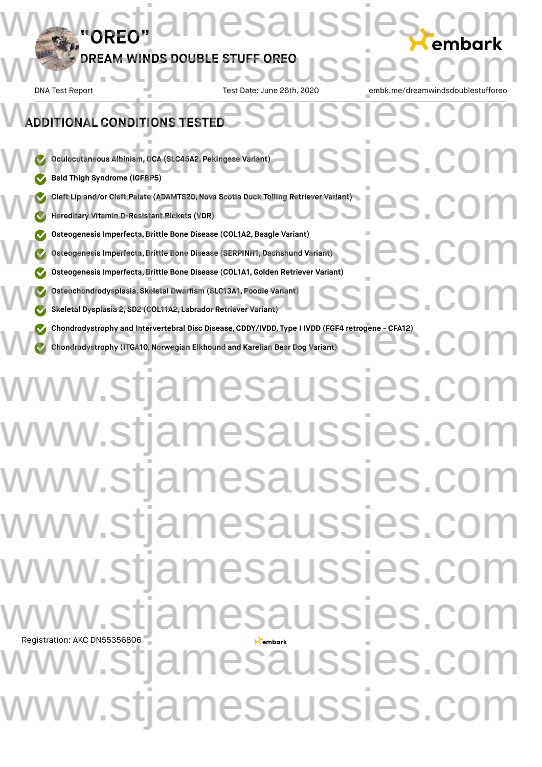# "OREO"

## DREAM WINDS DOUBLE STUFF OREO

DNA Test Report — Test Date: June 26th, 2020 — embk.me/dreamwindsdoublestufforeo

## ADDITIONAL CONDITIONS TESTED

- Oculocutaneous Albinism, OCA (SLC45A2, Pekingese Variant)
- Bald Thigh Syndrome (IGFBP5)
- Cleft Lip and/or Cleft Palate (ADAMTS20, Nova Scotia Duck Tolling Retriever Variant)
- Hereditary Vitamin D-Resistant Rickets (VDR)
- Osteogenesis Imperfecta, Brittle Bone Disease (COL1A2, Beagle Variant)
- Osteogenesis Imperfecta, Brittle Bone Disease (SERPINH1, Dachshund Variant)
- Osteogenesis Imperfecta, Brittle Bone Disease (COL1A1, Golden Retriever Variant)
- Osteochondrodysplasia, Skeletal Dwarfism (SLC13A1, Poodle Variant)
- Skeletal Dysplasia 2, SD2 (COL11A2, Labrador Retriever Variant)
- Chondrodystrophy and Intervertebral Disc Disease, CDDY/IVDD, Type I IVDD (FGF4 retrogene - CFA12)
- Chondrodystrophy (ITGA10, Norwegian Elkhound and Karelian Bear Dog Variant)

Registration: AKC DN55356806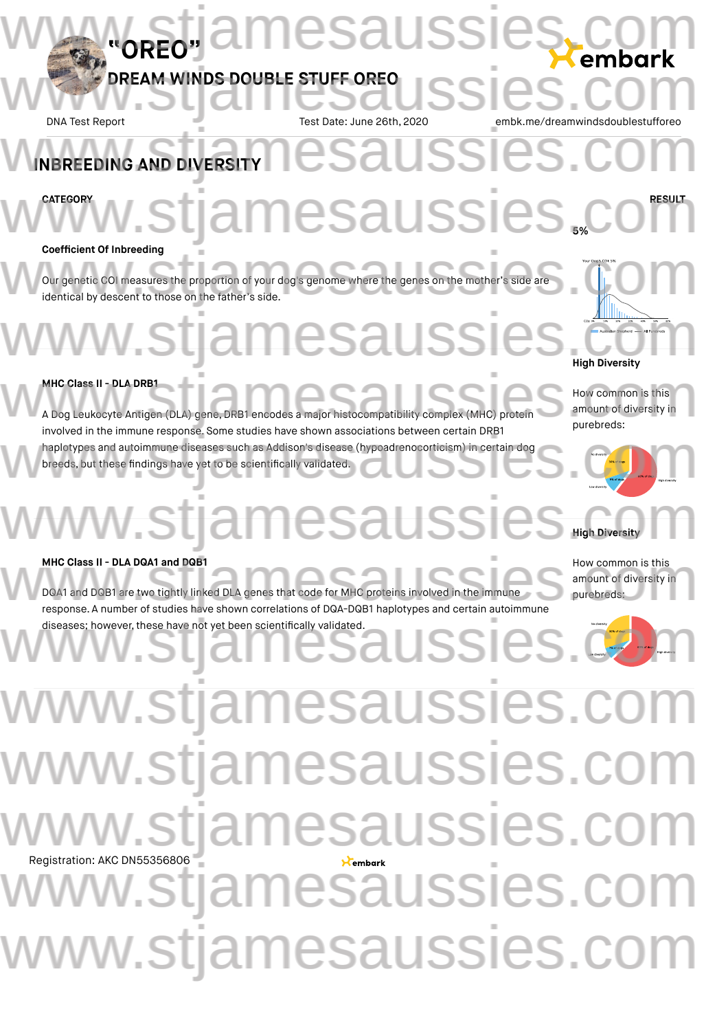# "OREO"

## DREAM WINDS DOUBLE STUFF OREO

DNA Test Report

Test Date: June 26th, 2020

embk.me/dreamwindsdoublestufforeo

## INBREEDING AND DIVERSITY

| CATEGORY | RESULT |
| --- | --- |
| **Coefficient Of Inbreeding**<br><br>Our genetic COI measures the proportion of your dog's genome where the genes on the mother's side are identical by descent to those on the father's side. | 5% |
| **MHC Class II - DLA DRB1**<br><br>A Dog Leukocyte Antigen (DLA) gene, DRB1 encodes a major histocompatibility complex (MHC) protein involved in the immune response. Some studies have shown associations between certain DRB1 haplotypes and autoimmune diseases such as Addison's disease (hypoadrenocorticism) in certain dog breeds, but these findings have yet to be scientifically validated. | **High Diversity**<br><br>How common is this amount of diversity in purebreds: |
| **MHC Class II - DLA DQA1 and DQB1**<br><br>DQA1 and DQB1 are two tightly linked DLA genes that code for MHC proteins involved in the immune response. A number of studies have shown correlations of DQA-DQB1 haplotypes and certain autoimmune diseases; however, these have not yet been scientifically validated. | **High Diversity**<br><br>How common is this amount of diversity in purebreds: |

Registration: AKC DN55356806